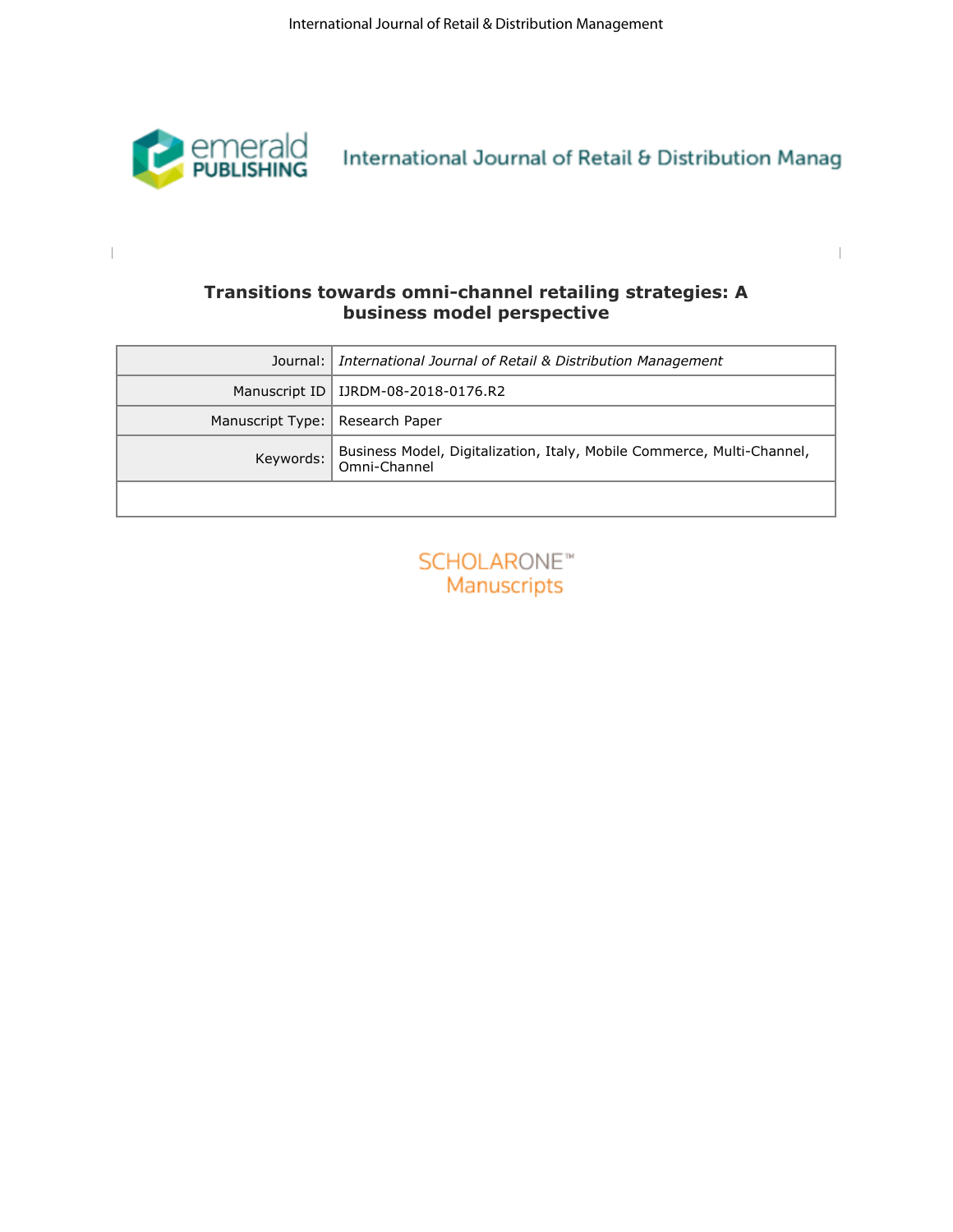# Transitions towards omni-channel retailing strategies: A business model perspective

| | |
|---|---|
| Journal: | *International Journal of Retail & Distribution Management* |
| Manuscript ID | IJRDM-08-2018-0176.R2 |
| Manuscript Type: | Research Paper |
| Keywords: | Business Model, Digitalization, Italy, Mobile Commerce, Multi-Channel, Omni-Channel |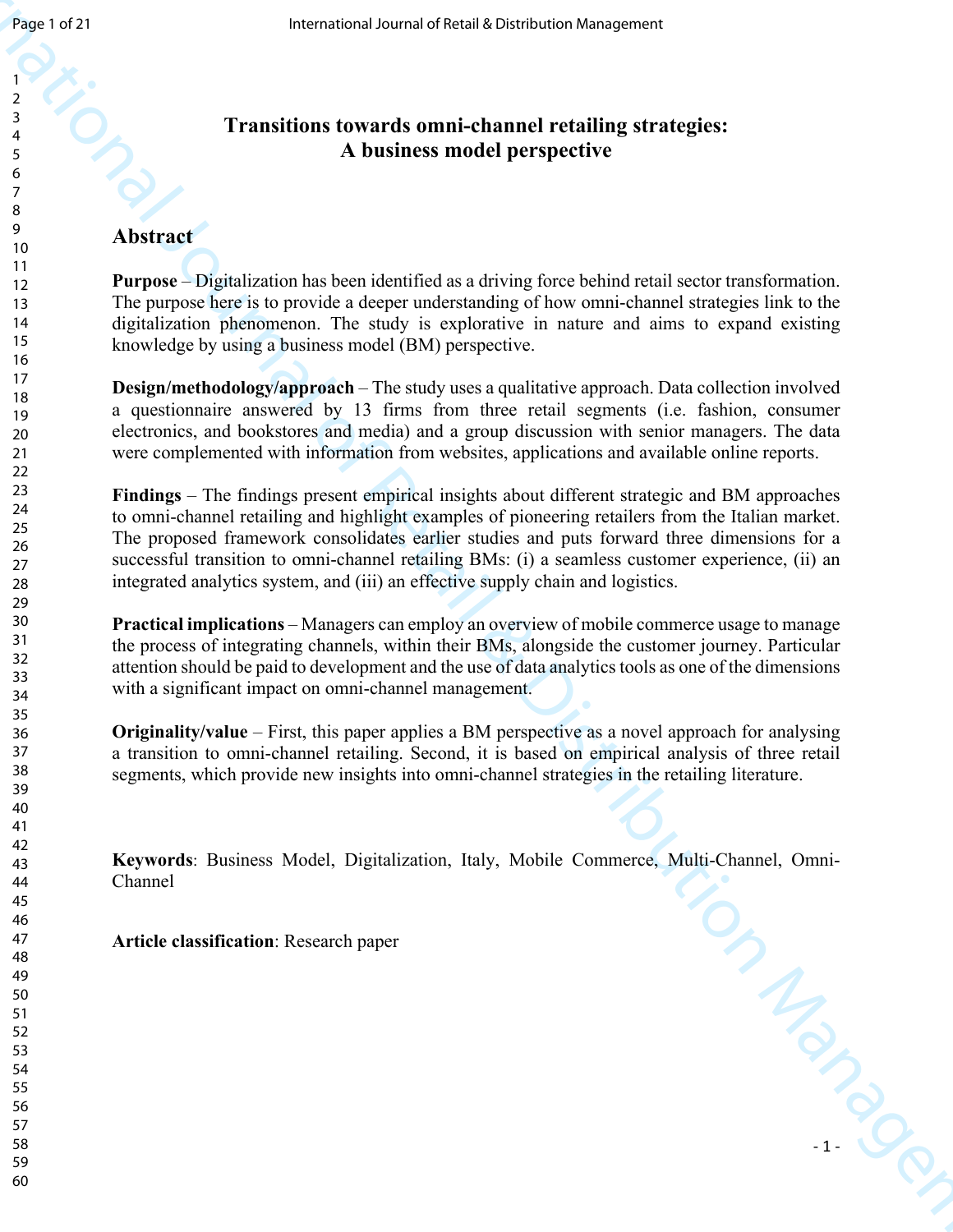# Transitions towards omni-channel retailing strategies: A business model perspective

## Abstract

**Purpose** – Digitalization has been identified as a driving force behind retail sector transformation. The purpose here is to provide a deeper understanding of how omni-channel strategies link to the digitalization phenomenon. The study is explorative in nature and aims to expand existing knowledge by using a business model (BM) perspective.

**Design/methodology/approach** – The study uses a qualitative approach. Data collection involved a questionnaire answered by 13 firms from three retail segments (i.e. fashion, consumer electronics, and bookstores and media) and a group discussion with senior managers. The data were complemented with information from websites, applications and available online reports.

**Findings** – The findings present empirical insights about different strategic and BM approaches to omni-channel retailing and highlight examples of pioneering retailers from the Italian market. The proposed framework consolidates earlier studies and puts forward three dimensions for a successful transition to omni-channel retailing BMs: (i) a seamless customer experience, (ii) an integrated analytics system, and (iii) an effective supply chain and logistics.

**Practical implications** – Managers can employ an overview of mobile commerce usage to manage the process of integrating channels, within their BMs, alongside the customer journey. Particular attention should be paid to development and the use of data analytics tools as one of the dimensions with a significant impact on omni-channel management.

**Originality/value** – First, this paper applies a BM perspective as a novel approach for analysing a transition to omni-channel retailing. Second, it is based on empirical analysis of three retail segments, which provide new insights into omni-channel strategies in the retailing literature.

**Keywords**: Business Model, Digitalization, Italy, Mobile Commerce, Multi-Channel, Omni-Channel

**Article classification**: Research paper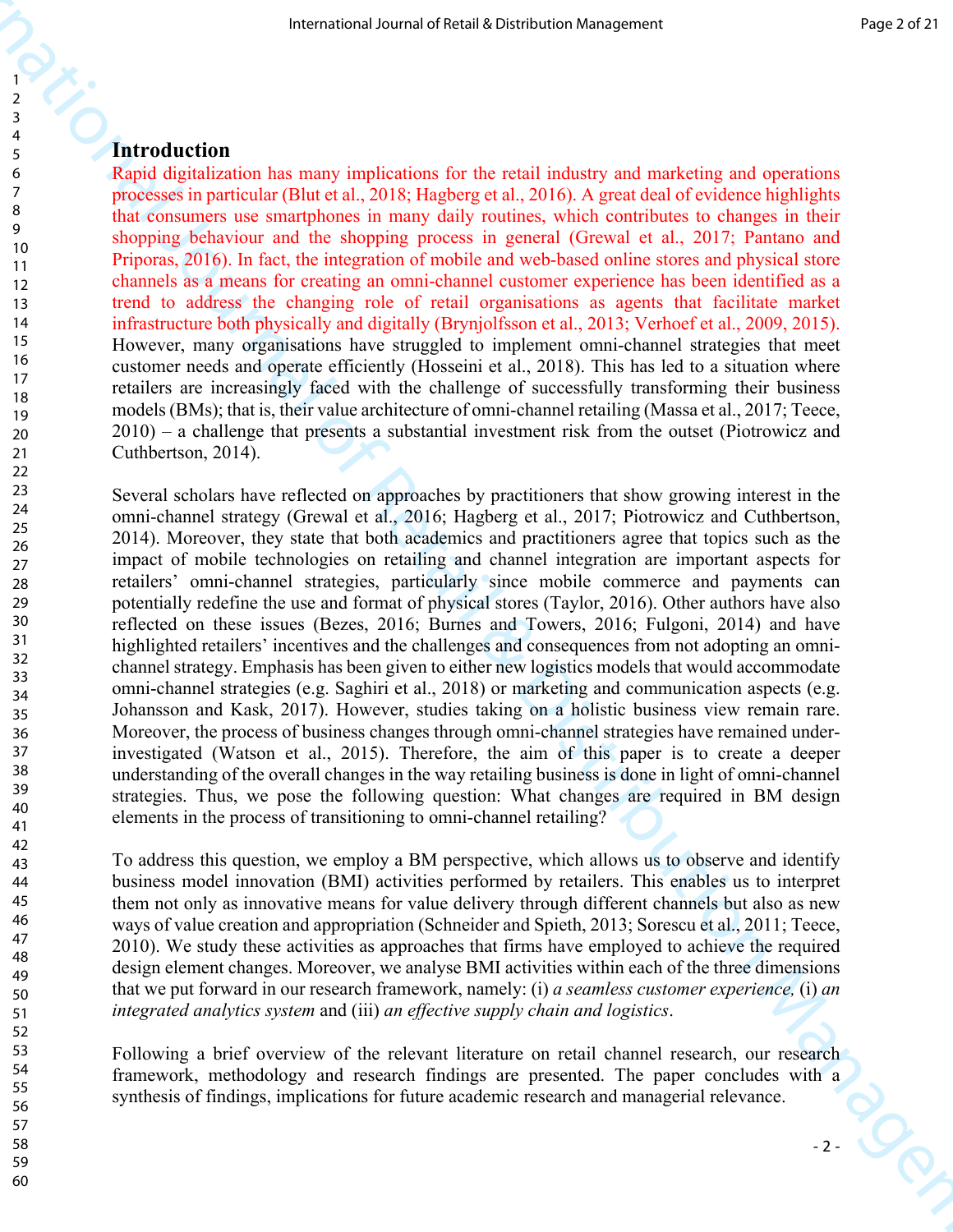# Introduction

Rapid digitalization has many implications for the retail industry and marketing and operations processes in particular (Blut et al., 2018; Hagberg et al., 2016). A great deal of evidence highlights that consumers use smartphones in many daily routines, which contributes to changes in their shopping behaviour and the shopping process in general (Grewal et al., 2017; Pantano and Priporas, 2016). In fact, the integration of mobile and web-based online stores and physical store channels as a means for creating an omni-channel customer experience has been identified as a trend to address the changing role of retail organisations as agents that facilitate market infrastructure both physically and digitally (Brynjolfsson et al., 2013; Verhoef et al., 2009, 2015). However, many organisations have struggled to implement omni-channel strategies that meet customer needs and operate efficiently (Hosseini et al., 2018). This has led to a situation where retailers are increasingly faced with the challenge of successfully transforming their business models (BMs); that is, their value architecture of omni-channel retailing (Massa et al., 2017; Teece, 2010) – a challenge that presents a substantial investment risk from the outset (Piotrowicz and Cuthbertson, 2014).

Several scholars have reflected on approaches by practitioners that show growing interest in the omni-channel strategy (Grewal et al., 2016; Hagberg et al., 2017; Piotrowicz and Cuthbertson, 2014). Moreover, they state that both academics and practitioners agree that topics such as the impact of mobile technologies on retailing and channel integration are important aspects for retailers' omni-channel strategies, particularly since mobile commerce and payments can potentially redefine the use and format of physical stores (Taylor, 2016). Other authors have also reflected on these issues (Bezes, 2016; Burnes and Towers, 2016; Fulgoni, 2014) and have highlighted retailers' incentives and the challenges and consequences from not adopting an omni-channel strategy. Emphasis has been given to either new logistics models that would accommodate omni-channel strategies (e.g. Saghiri et al., 2018) or marketing and communication aspects (e.g. Johansson and Kask, 2017). However, studies taking on a holistic business view remain rare. Moreover, the process of business changes through omni-channel strategies have remained under-investigated (Watson et al., 2015). Therefore, the aim of this paper is to create a deeper understanding of the overall changes in the way retailing business is done in light of omni-channel strategies. Thus, we pose the following question: What changes are required in BM design elements in the process of transitioning to omni-channel retailing?

To address this question, we employ a BM perspective, which allows us to observe and identify business model innovation (BMI) activities performed by retailers. This enables us to interpret them not only as innovative means for value delivery through different channels but also as new ways of value creation and appropriation (Schneider and Spieth, 2013; Sorescu et al., 2011; Teece, 2010). We study these activities as approaches that firms have employed to achieve the required design element changes. Moreover, we analyse BMI activities within each of the three dimensions that we put forward in our research framework, namely: (i) *a seamless customer experience,* (i) *an integrated analytics system* and (iii) *an effective supply chain and logistics*.

Following a brief overview of the relevant literature on retail channel research, our research framework, methodology and research findings are presented. The paper concludes with a synthesis of findings, implications for future academic research and managerial relevance.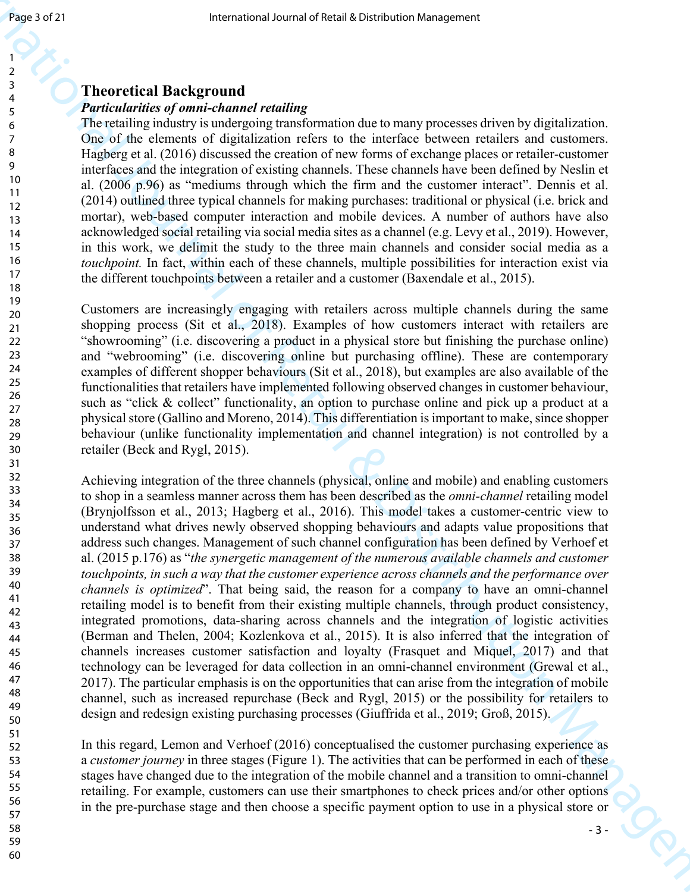## Theoretical Background

### *Particularities of omni-channel retailing*

The retailing industry is undergoing transformation due to many processes driven by digitalization. One of the elements of digitalization refers to the interface between retailers and customers. Hagberg et al. (2016) discussed the creation of new forms of exchange places or retailer-customer interfaces and the integration of existing channels. These channels have been defined by Neslin et al. (2006 p.96) as "mediums through which the firm and the customer interact". Dennis et al. (2014) outlined three typical channels for making purchases: traditional or physical (i.e. brick and mortar), web-based computer interaction and mobile devices. A number of authors have also acknowledged social retailing via social media sites as a channel (e.g. Levy et al., 2019). However, in this work, we delimit the study to the three main channels and consider social media as a *touchpoint.* In fact, within each of these channels, multiple possibilities for interaction exist via the different touchpoints between a retailer and a customer (Baxendale et al., 2015).

Customers are increasingly engaging with retailers across multiple channels during the same shopping process (Sit et al., 2018). Examples of how customers interact with retailers are "showrooming" (i.e. discovering a product in a physical store but finishing the purchase online) and "webrooming" (i.e. discovering online but purchasing offline). These are contemporary examples of different shopper behaviours (Sit et al., 2018), but examples are also available of the functionalities that retailers have implemented following observed changes in customer behaviour, such as "click & collect" functionality, an option to purchase online and pick up a product at a physical store (Gallino and Moreno, 2014). This differentiation is important to make, since shopper behaviour (unlike functionality implementation and channel integration) is not controlled by a retailer (Beck and Rygl, 2015).

Achieving integration of the three channels (physical, online and mobile) and enabling customers to shop in a seamless manner across them has been described as the *omni-channel* retailing model (Brynjolfsson et al., 2013; Hagberg et al., 2016). This model takes a customer-centric view to understand what drives newly observed shopping behaviours and adapts value propositions that address such changes. Management of such channel configuration has been defined by Verhoef et al. (2015 p.176) as "*the synergetic management of the numerous available channels and customer touchpoints, in such a way that the customer experience across channels and the performance over channels is optimized*". That being said, the reason for a company to have an omni-channel retailing model is to benefit from their existing multiple channels, through product consistency, integrated promotions, data-sharing across channels and the integration of logistic activities (Berman and Thelen, 2004; Kozlenkova et al., 2015). It is also inferred that the integration of channels increases customer satisfaction and loyalty (Frasquet and Miquel, 2017) and that technology can be leveraged for data collection in an omni-channel environment (Grewal et al., 2017). The particular emphasis is on the opportunities that can arise from the integration of mobile channel, such as increased repurchase (Beck and Rygl, 2015) or the possibility for retailers to design and redesign existing purchasing processes (Giuffrida et al., 2019; Groß, 2015).

In this regard, Lemon and Verhoef (2016) conceptualised the customer purchasing experience as a *customer journey* in three stages (Figure 1). The activities that can be performed in each of these stages have changed due to the integration of the mobile channel and a transition to omni-channel retailing. For example, customers can use their smartphones to check prices and/or other options in the pre-purchase stage and then choose a specific payment option to use in a physical store or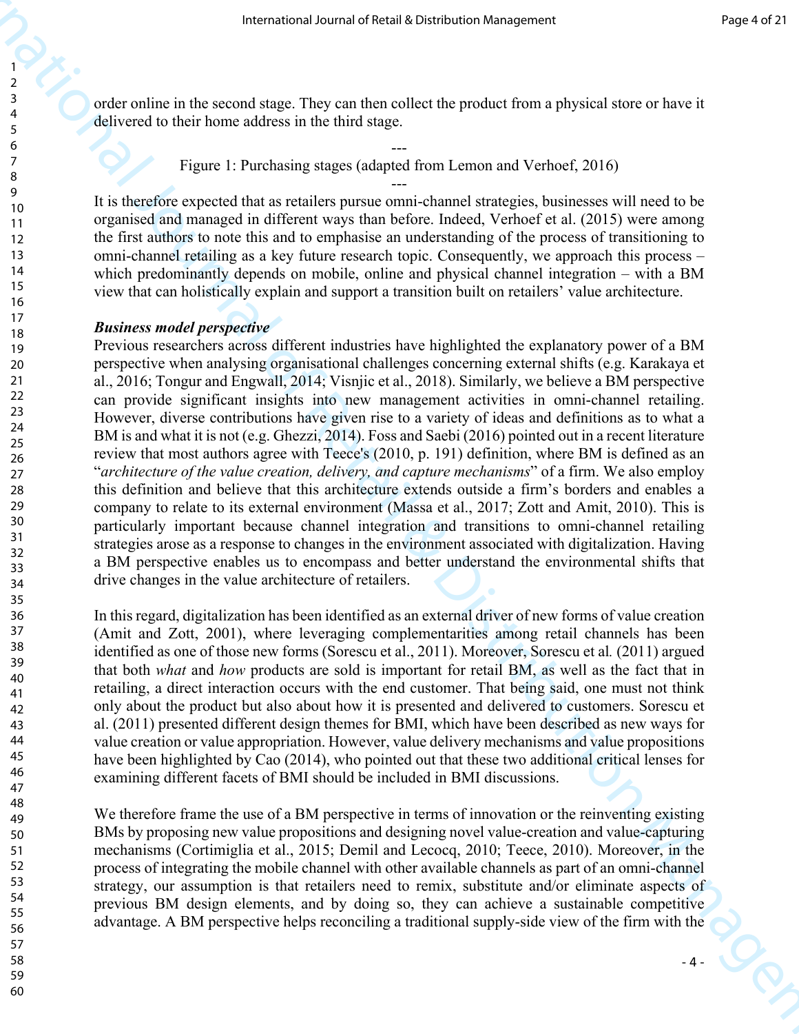order online in the second stage. They can then collect the product from a physical store or have it delivered to their home address in the third stage.

---

Figure 1: Purchasing stages (adapted from Lemon and Verhoef, 2016)

---

It is therefore expected that as retailers pursue omni-channel strategies, businesses will need to be organised and managed in different ways than before. Indeed, Verhoef et al. (2015) were among the first authors to note this and to emphasise an understanding of the process of transitioning to omni-channel retailing as a key future research topic. Consequently, we approach this process – which predominantly depends on mobile, online and physical channel integration – with a BM view that can holistically explain and support a transition built on retailers' value architecture.

***Business model perspective***

Previous researchers across different industries have highlighted the explanatory power of a BM perspective when analysing organisational challenges concerning external shifts (e.g. Karakaya et al., 2016; Tongur and Engwall, 2014; Visnjic et al., 2018). Similarly, we believe a BM perspective can provide significant insights into new management activities in omni-channel retailing. However, diverse contributions have given rise to a variety of ideas and definitions as to what a BM is and what it is not (e.g. Ghezzi, 2014). Foss and Saebi (2016) pointed out in a recent literature review that most authors agree with Teece's (2010, p. 191) definition, where BM is defined as an "*architecture of the value creation, delivery, and capture mechanisms*" of a firm. We also employ this definition and believe that this architecture extends outside a firm's borders and enables a company to relate to its external environment (Massa et al., 2017; Zott and Amit, 2010). This is particularly important because channel integration and transitions to omni-channel retailing strategies arose as a response to changes in the environment associated with digitalization. Having a BM perspective enables us to encompass and better understand the environmental shifts that drive changes in the value architecture of retailers.

In this regard, digitalization has been identified as an external driver of new forms of value creation (Amit and Zott, 2001), where leveraging complementarities among retail channels has been identified as one of those new forms (Sorescu et al., 2011). Moreover, Sorescu et al*.* (2011) argued that both *what* and *how* products are sold is important for retail BM, as well as the fact that in retailing, a direct interaction occurs with the end customer. That being said, one must not think only about the product but also about how it is presented and delivered to customers. Sorescu et al. (2011) presented different design themes for BMI, which have been described as new ways for value creation or value appropriation. However, value delivery mechanisms and value propositions have been highlighted by Cao (2014), who pointed out that these two additional critical lenses for examining different facets of BMI should be included in BMI discussions.

We therefore frame the use of a BM perspective in terms of innovation or the reinventing existing BMs by proposing new value propositions and designing novel value-creation and value-capturing mechanisms (Cortimiglia et al., 2015; Demil and Lecocq, 2010; Teece, 2010). Moreover, in the process of integrating the mobile channel with other available channels as part of an omni-channel strategy, our assumption is that retailers need to remix, substitute and/or eliminate aspects of previous BM design elements, and by doing so, they can achieve a sustainable competitive advantage. A BM perspective helps reconciling a traditional supply-side view of the firm with the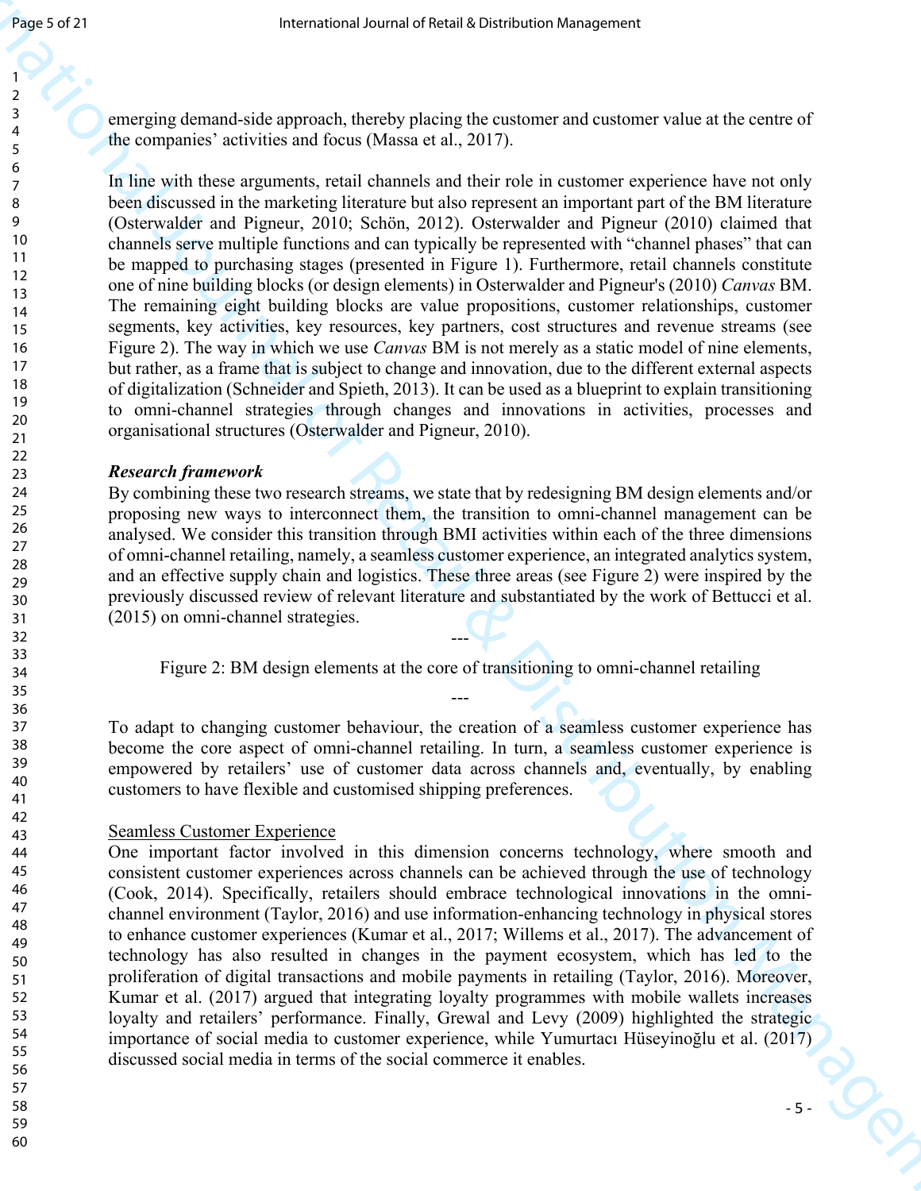emerging demand-side approach, thereby placing the customer and customer value at the centre of the companies' activities and focus (Massa et al., 2017).

In line with these arguments, retail channels and their role in customer experience have not only been discussed in the marketing literature but also represent an important part of the BM literature (Osterwalder and Pigneur, 2010; Schön, 2012). Osterwalder and Pigneur (2010) claimed that channels serve multiple functions and can typically be represented with "channel phases" that can be mapped to purchasing stages (presented in Figure 1). Furthermore, retail channels constitute one of nine building blocks (or design elements) in Osterwalder and Pigneur's (2010) *Canvas* BM. The remaining eight building blocks are value propositions, customer relationships, customer segments, key activities, key resources, key partners, cost structures and revenue streams (see Figure 2). The way in which we use *Canvas* BM is not merely as a static model of nine elements, but rather, as a frame that is subject to change and innovation, due to the different external aspects of digitalization (Schneider and Spieth, 2013). It can be used as a blueprint to explain transitioning to omni-channel strategies through changes and innovations in activities, processes and organisational structures (Osterwalder and Pigneur, 2010).

### *Research framework*

By combining these two research streams, we state that by redesigning BM design elements and/or proposing new ways to interconnect them, the transition to omni-channel management can be analysed. We consider this transition through BMI activities within each of the three dimensions of omni-channel retailing, namely, a seamless customer experience, an integrated analytics system, and an effective supply chain and logistics. These three areas (see Figure 2) were inspired by the previously discussed review of relevant literature and substantiated by the work of Bettucci et al. (2015) on omni-channel strategies.

---

Figure 2: BM design elements at the core of transitioning to omni-channel retailing

---

To adapt to changing customer behaviour, the creation of a seamless customer experience has become the core aspect of omni-channel retailing. In turn, a seamless customer experience is empowered by retailers' use of customer data across channels and, eventually, by enabling customers to have flexible and customised shipping preferences.

#### Seamless Customer Experience

One important factor involved in this dimension concerns technology, where smooth and consistent customer experiences across channels can be achieved through the use of technology (Cook, 2014). Specifically, retailers should embrace technological innovations in the omni-channel environment (Taylor, 2016) and use information-enhancing technology in physical stores to enhance customer experiences (Kumar et al., 2017; Willems et al., 2017). The advancement of technology has also resulted in changes in the payment ecosystem, which has led to the proliferation of digital transactions and mobile payments in retailing (Taylor, 2016). Moreover, Kumar et al. (2017) argued that integrating loyalty programmes with mobile wallets increases loyalty and retailers' performance. Finally, Grewal and Levy (2009) highlighted the strategic importance of social media to customer experience, while Yumurtacı Hüseyinoğlu et al. (2017) discussed social media in terms of the social commerce it enables.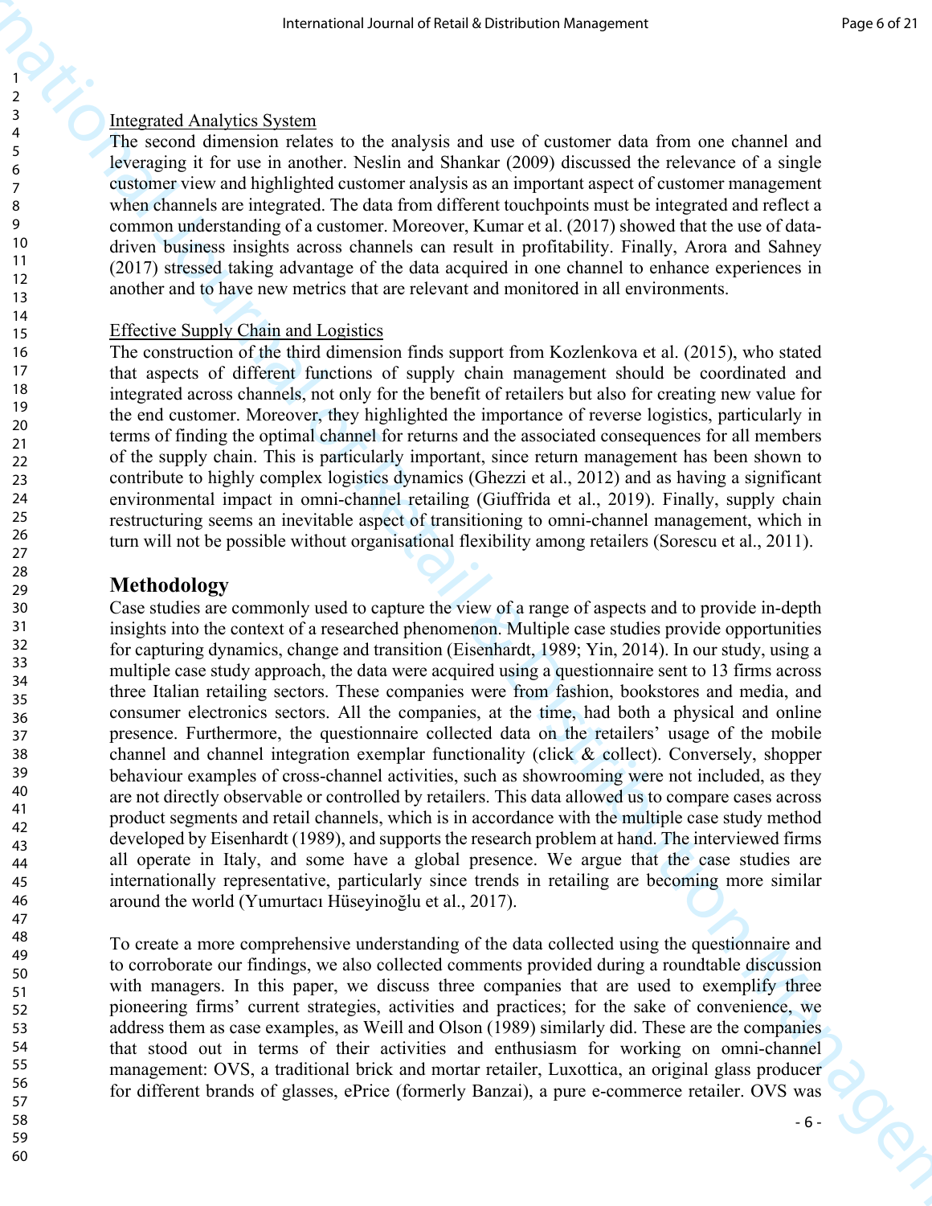Integrated Analytics System

The second dimension relates to the analysis and use of customer data from one channel and leveraging it for use in another. Neslin and Shankar (2009) discussed the relevance of a single customer view and highlighted customer analysis as an important aspect of customer management when channels are integrated. The data from different touchpoints must be integrated and reflect a common understanding of a customer. Moreover, Kumar et al. (2017) showed that the use of data-driven business insights across channels can result in profitability. Finally, Arora and Sahney (2017) stressed taking advantage of the data acquired in one channel to enhance experiences in another and to have new metrics that are relevant and monitored in all environments.

Effective Supply Chain and Logistics

The construction of the third dimension finds support from Kozlenkova et al. (2015), who stated that aspects of different functions of supply chain management should be coordinated and integrated across channels, not only for the benefit of retailers but also for creating new value for the end customer. Moreover, they highlighted the importance of reverse logistics, particularly in terms of finding the optimal channel for returns and the associated consequences for all members of the supply chain. This is particularly important, since return management has been shown to contribute to highly complex logistics dynamics (Ghezzi et al., 2012) and as having a significant environmental impact in omni-channel retailing (Giuffrida et al., 2019). Finally, supply chain restructuring seems an inevitable aspect of transitioning to omni-channel management, which in turn will not be possible without organisational flexibility among retailers (Sorescu et al., 2011).

## Methodology

Case studies are commonly used to capture the view of a range of aspects and to provide in-depth insights into the context of a researched phenomenon. Multiple case studies provide opportunities for capturing dynamics, change and transition (Eisenhardt, 1989; Yin, 2014). In our study, using a multiple case study approach, the data were acquired using a questionnaire sent to 13 firms across three Italian retailing sectors. These companies were from fashion, bookstores and media, and consumer electronics sectors. All the companies, at the time, had both a physical and online presence. Furthermore, the questionnaire collected data on the retailers' usage of the mobile channel and channel integration exemplar functionality (click & collect). Conversely, shopper behaviour examples of cross-channel activities, such as showrooming were not included, as they are not directly observable or controlled by retailers. This data allowed us to compare cases across product segments and retail channels, which is in accordance with the multiple case study method developed by Eisenhardt (1989), and supports the research problem at hand. The interviewed firms all operate in Italy, and some have a global presence. We argue that the case studies are internationally representative, particularly since trends in retailing are becoming more similar around the world (Yumurtacı Hüseyinoğlu et al., 2017).

To create a more comprehensive understanding of the data collected using the questionnaire and to corroborate our findings, we also collected comments provided during a roundtable discussion with managers. In this paper, we discuss three companies that are used to exemplify three pioneering firms' current strategies, activities and practices; for the sake of convenience, we address them as case examples, as Weill and Olson (1989) similarly did. These are the companies that stood out in terms of their activities and enthusiasm for working on omni-channel management: OVS, a traditional brick and mortar retailer, Luxottica, an original glass producer for different brands of glasses, ePrice (formerly Banzai), a pure e-commerce retailer. OVS was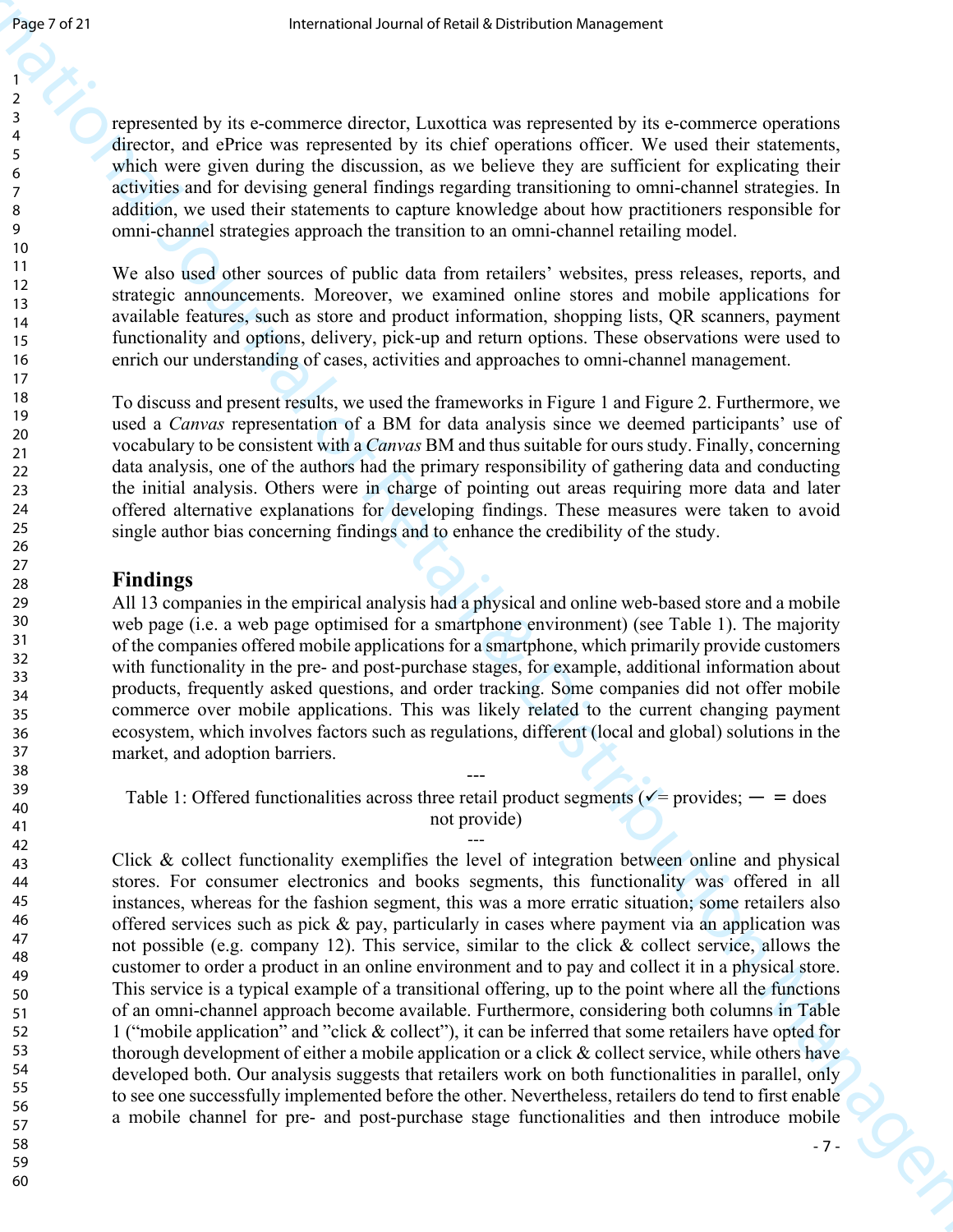represented by its e-commerce director, Luxottica was represented by its e-commerce operations director, and ePrice was represented by its chief operations officer. We used their statements, which were given during the discussion, as we believe they are sufficient for explicating their activities and for devising general findings regarding transitioning to omni-channel strategies. In addition, we used their statements to capture knowledge about how practitioners responsible for omni-channel strategies approach the transition to an omni-channel retailing model.

We also used other sources of public data from retailers' websites, press releases, reports, and strategic announcements. Moreover, we examined online stores and mobile applications for available features, such as store and product information, shopping lists, QR scanners, payment functionality and options, delivery, pick-up and return options. These observations were used to enrich our understanding of cases, activities and approaches to omni-channel management.

To discuss and present results, we used the frameworks in Figure 1 and Figure 2. Furthermore, we used a *Canvas* representation of a BM for data analysis since we deemed participants' use of vocabulary to be consistent with a *Canvas* BM and thus suitable for ours study. Finally, concerning data analysis, one of the authors had the primary responsibility of gathering data and conducting the initial analysis. Others were in charge of pointing out areas requiring more data and later offered alternative explanations for developing findings. These measures were taken to avoid single author bias concerning findings and to enhance the credibility of the study.

## Findings

All 13 companies in the empirical analysis had a physical and online web-based store and a mobile web page (i.e. a web page optimised for a smartphone environment) (see Table 1). The majority of the companies offered mobile applications for a smartphone, which primarily provide customers with functionality in the pre- and post-purchase stages, for example, additional information about products, frequently asked questions, and order tracking. Some companies did not offer mobile commerce over mobile applications. This was likely related to the current changing payment ecosystem, which involves factors such as regulations, different (local and global) solutions in the market, and adoption barriers.

---

Table 1: Offered functionalities across three retail product segments (✓= provides; — = does not provide)

---

Click & collect functionality exemplifies the level of integration between online and physical stores. For consumer electronics and books segments, this functionality was offered in all instances, whereas for the fashion segment, this was a more erratic situation; some retailers also offered services such as pick & pay, particularly in cases where payment via an application was not possible (e.g. company 12). This service, similar to the click & collect service, allows the customer to order a product in an online environment and to pay and collect it in a physical store. This service is a typical example of a transitional offering, up to the point where all the functions of an omni-channel approach become available. Furthermore, considering both columns in Table 1 ("mobile application" and "click & collect"), it can be inferred that some retailers have opted for thorough development of either a mobile application or a click & collect service, while others have developed both. Our analysis suggests that retailers work on both functionalities in parallel, only to see one successfully implemented before the other. Nevertheless, retailers do tend to first enable a mobile channel for pre- and post-purchase stage functionalities and then introduce mobile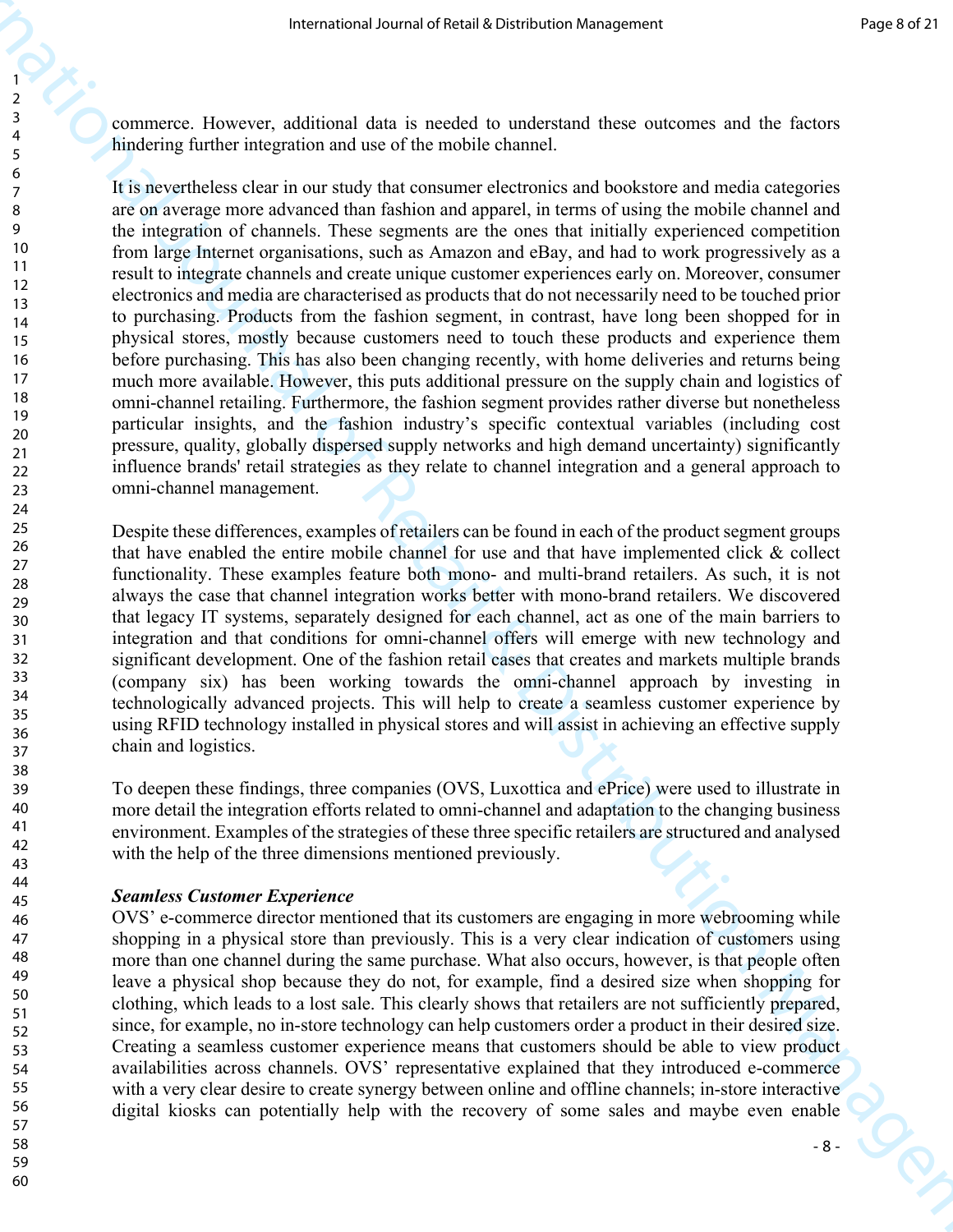commerce. However, additional data is needed to understand these outcomes and the factors hindering further integration and use of the mobile channel.

It is nevertheless clear in our study that consumer electronics and bookstore and media categories are on average more advanced than fashion and apparel, in terms of using the mobile channel and the integration of channels. These segments are the ones that initially experienced competition from large Internet organisations, such as Amazon and eBay, and had to work progressively as a result to integrate channels and create unique customer experiences early on. Moreover, consumer electronics and media are characterised as products that do not necessarily need to be touched prior to purchasing. Products from the fashion segment, in contrast, have long been shopped for in physical stores, mostly because customers need to touch these products and experience them before purchasing. This has also been changing recently, with home deliveries and returns being much more available. However, this puts additional pressure on the supply chain and logistics of omni-channel retailing. Furthermore, the fashion segment provides rather diverse but nonetheless particular insights, and the fashion industry's specific contextual variables (including cost pressure, quality, globally dispersed supply networks and high demand uncertainty) significantly influence brands' retail strategies as they relate to channel integration and a general approach to omni-channel management.

Despite these differences, examples of retailers can be found in each of the product segment groups that have enabled the entire mobile channel for use and that have implemented click & collect functionality. These examples feature both mono- and multi-brand retailers. As such, it is not always the case that channel integration works better with mono-brand retailers. We discovered that legacy IT systems, separately designed for each channel, act as one of the main barriers to integration and that conditions for omni-channel offers will emerge with new technology and significant development. One of the fashion retail cases that creates and markets multiple brands (company six) has been working towards the omni-channel approach by investing in technologically advanced projects. This will help to create a seamless customer experience by using RFID technology installed in physical stores and will assist in achieving an effective supply chain and logistics.

To deepen these findings, three companies (OVS, Luxottica and ePrice) were used to illustrate in more detail the integration efforts related to omni-channel and adaptation to the changing business environment. Examples of the strategies of these three specific retailers are structured and analysed with the help of the three dimensions mentioned previously.

***Seamless Customer Experience***

OVS' e-commerce director mentioned that its customers are engaging in more webrooming while shopping in a physical store than previously. This is a very clear indication of customers using more than one channel during the same purchase. What also occurs, however, is that people often leave a physical shop because they do not, for example, find a desired size when shopping for clothing, which leads to a lost sale. This clearly shows that retailers are not sufficiently prepared, since, for example, no in-store technology can help customers order a product in their desired size. Creating a seamless customer experience means that customers should be able to view product availabilities across channels. OVS' representative explained that they introduced e-commerce with a very clear desire to create synergy between online and offline channels; in-store interactive digital kiosks can potentially help with the recovery of some sales and maybe even enable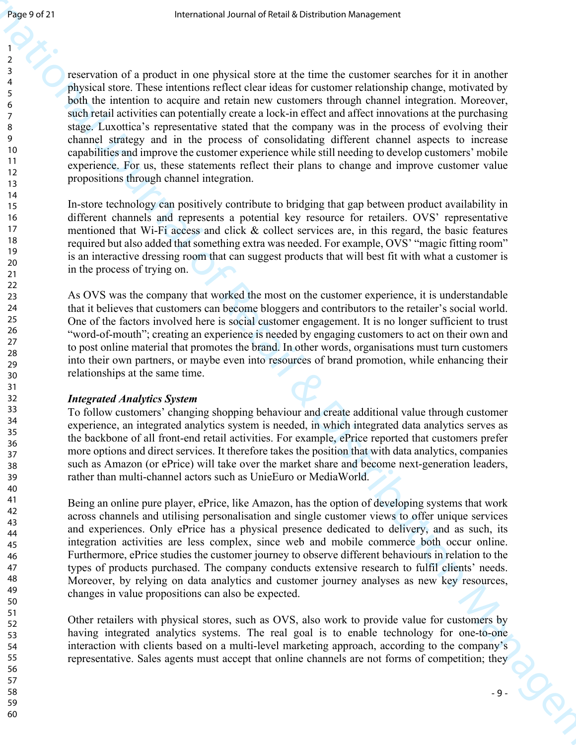reservation of a product in one physical store at the time the customer searches for it in another physical store. These intentions reflect clear ideas for customer relationship change, motivated by both the intention to acquire and retain new customers through channel integration. Moreover, such retail activities can potentially create a lock-in effect and affect innovations at the purchasing stage. Luxottica's representative stated that the company was in the process of evolving their channel strategy and in the process of consolidating different channel aspects to increase capabilities and improve the customer experience while still needing to develop customers' mobile experience. For us, these statements reflect their plans to change and improve customer value propositions through channel integration.

In-store technology can positively contribute to bridging that gap between product availability in different channels and represents a potential key resource for retailers. OVS' representative mentioned that Wi-Fi access and click & collect services are, in this regard, the basic features required but also added that something extra was needed. For example, OVS' "magic fitting room" is an interactive dressing room that can suggest products that will best fit with what a customer is in the process of trying on.

As OVS was the company that worked the most on the customer experience, it is understandable that it believes that customers can become bloggers and contributors to the retailer's social world. One of the factors involved here is social customer engagement. It is no longer sufficient to trust "word-of-mouth"; creating an experience is needed by engaging customers to act on their own and to post online material that promotes the brand. In other words, organisations must turn customers into their own partners, or maybe even into resources of brand promotion, while enhancing their relationships at the same time.

***Integrated Analytics System***

To follow customers' changing shopping behaviour and create additional value through customer experience, an integrated analytics system is needed, in which integrated data analytics serves as the backbone of all front-end retail activities. For example, ePrice reported that customers prefer more options and direct services. It therefore takes the position that with data analytics, companies such as Amazon (or ePrice) will take over the market share and become next-generation leaders, rather than multi-channel actors such as UnieEuro or MediaWorld.

Being an online pure player, ePrice, like Amazon, has the option of developing systems that work across channels and utilising personalisation and single customer views to offer unique services and experiences. Only ePrice has a physical presence dedicated to delivery, and as such, its integration activities are less complex, since web and mobile commerce both occur online. Furthermore, ePrice studies the customer journey to observe different behaviours in relation to the types of products purchased. The company conducts extensive research to fulfil clients' needs. Moreover, by relying on data analytics and customer journey analyses as new key resources, changes in value propositions can also be expected.

Other retailers with physical stores, such as OVS, also work to provide value for customers by having integrated analytics systems. The real goal is to enable technology for one-to-one interaction with clients based on a multi-level marketing approach, according to the company's representative. Sales agents must accept that online channels are not forms of competition; they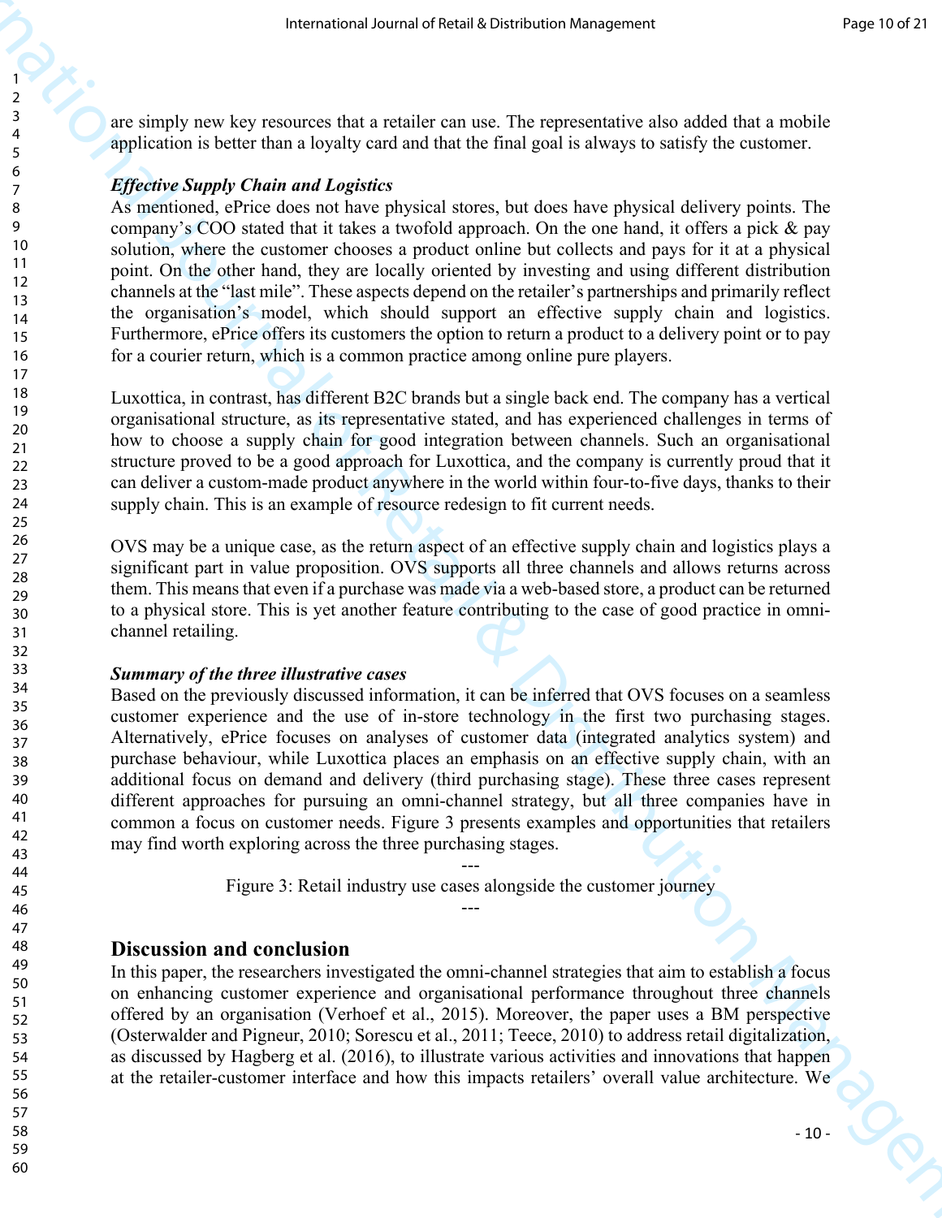are simply new key resources that a retailer can use. The representative also added that a mobile application is better than a loyalty card and that the final goal is always to satisfy the customer.

### *Effective Supply Chain and Logistics*

As mentioned, ePrice does not have physical stores, but does have physical delivery points. The company's COO stated that it takes a twofold approach. On the one hand, it offers a pick & pay solution, where the customer chooses a product online but collects and pays for it at a physical point. On the other hand, they are locally oriented by investing and using different distribution channels at the "last mile". These aspects depend on the retailer's partnerships and primarily reflect the organisation's model, which should support an effective supply chain and logistics. Furthermore, ePrice offers its customers the option to return a product to a delivery point or to pay for a courier return, which is a common practice among online pure players.

Luxottica, in contrast, has different B2C brands but a single back end. The company has a vertical organisational structure, as its representative stated, and has experienced challenges in terms of how to choose a supply chain for good integration between channels. Such an organisational structure proved to be a good approach for Luxottica, and the company is currently proud that it can deliver a custom-made product anywhere in the world within four-to-five days, thanks to their supply chain. This is an example of resource redesign to fit current needs.

OVS may be a unique case, as the return aspect of an effective supply chain and logistics plays a significant part in value proposition. OVS supports all three channels and allows returns across them. This means that even if a purchase was made via a web-based store, a product can be returned to a physical store. This is yet another feature contributing to the case of good practice in omni-channel retailing.

### *Summary of the three illustrative cases*

Based on the previously discussed information, it can be inferred that OVS focuses on a seamless customer experience and the use of in-store technology in the first two purchasing stages. Alternatively, ePrice focuses on analyses of customer data (integrated analytics system) and purchase behaviour, while Luxottica places an emphasis on an effective supply chain, with an additional focus on demand and delivery (third purchasing stage). These three cases represent different approaches for pursuing an omni-channel strategy, but all three companies have in common a focus on customer needs. Figure 3 presents examples and opportunities that retailers may find worth exploring across the three purchasing stages.

---

Figure 3: Retail industry use cases alongside the customer journey

---

## Discussion and conclusion

In this paper, the researchers investigated the omni-channel strategies that aim to establish a focus on enhancing customer experience and organisational performance throughout three channels offered by an organisation (Verhoef et al., 2015). Moreover, the paper uses a BM perspective (Osterwalder and Pigneur, 2010; Sorescu et al., 2011; Teece, 2010) to address retail digitalization, as discussed by Hagberg et al. (2016), to illustrate various activities and innovations that happen at the retailer-customer interface and how this impacts retailers' overall value architecture. We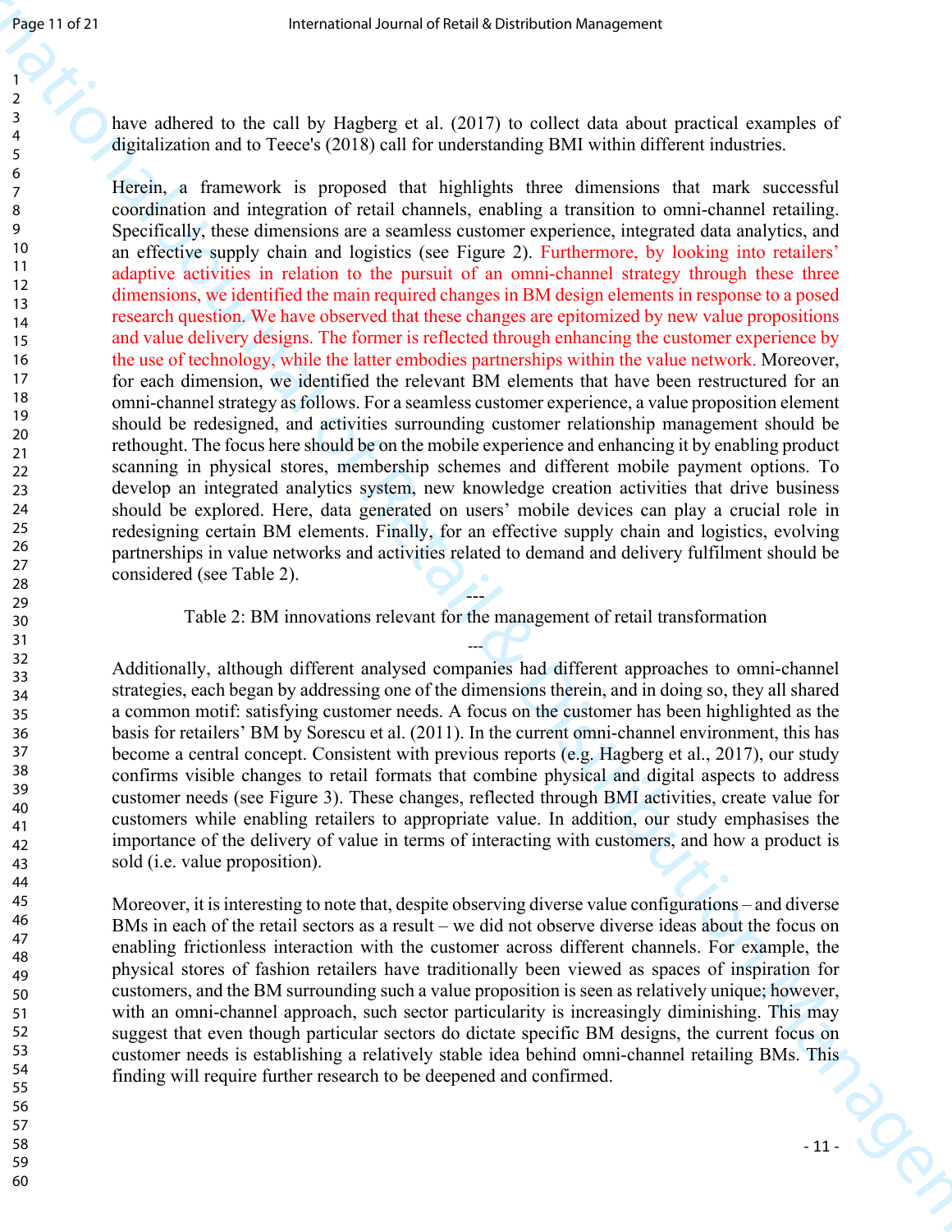have adhered to the call by Hagberg et al. (2017) to collect data about practical examples of digitalization and to Teece's (2018) call for understanding BMI within different industries.

Herein, a framework is proposed that highlights three dimensions that mark successful coordination and integration of retail channels, enabling a transition to omni-channel retailing. Specifically, these dimensions are a seamless customer experience, integrated data analytics, and an effective supply chain and logistics (see Figure 2). Furthermore, by looking into retailers' adaptive activities in relation to the pursuit of an omni-channel strategy through these three dimensions, we identified the main required changes in BM design elements in response to a posed research question. We have observed that these changes are epitomized by new value propositions and value delivery designs. The former is reflected through enhancing the customer experience by the use of technology, while the latter embodies partnerships within the value network. Moreover, for each dimension, we identified the relevant BM elements that have been restructured for an omni-channel strategy as follows. For a seamless customer experience, a value proposition element should be redesigned, and activities surrounding customer relationship management should be rethought. The focus here should be on the mobile experience and enhancing it by enabling product scanning in physical stores, membership schemes and different mobile payment options. To develop an integrated analytics system, new knowledge creation activities that drive business should be explored. Here, data generated on users' mobile devices can play a crucial role in redesigning certain BM elements. Finally, for an effective supply chain and logistics, evolving partnerships in value networks and activities related to demand and delivery fulfilment should be considered (see Table 2).

---

Table 2: BM innovations relevant for the management of retail transformation

---

Additionally, although different analysed companies had different approaches to omni-channel strategies, each began by addressing one of the dimensions therein, and in doing so, they all shared a common motif: satisfying customer needs. A focus on the customer has been highlighted as the basis for retailers' BM by Sorescu et al. (2011). In the current omni-channel environment, this has become a central concept. Consistent with previous reports (e.g. Hagberg et al., 2017), our study confirms visible changes to retail formats that combine physical and digital aspects to address customer needs (see Figure 3). These changes, reflected through BMI activities, create value for customers while enabling retailers to appropriate value. In addition, our study emphasises the importance of the delivery of value in terms of interacting with customers, and how a product is sold (i.e. value proposition).

Moreover, it is interesting to note that, despite observing diverse value configurations – and diverse BMs in each of the retail sectors as a result – we did not observe diverse ideas about the focus on enabling frictionless interaction with the customer across different channels. For example, the physical stores of fashion retailers have traditionally been viewed as spaces of inspiration for customers, and the BM surrounding such a value proposition is seen as relatively unique; however, with an omni-channel approach, such sector particularity is increasingly diminishing. This may suggest that even though particular sectors do dictate specific BM designs, the current focus on customer needs is establishing a relatively stable idea behind omni-channel retailing BMs. This finding will require further research to be deepened and confirmed.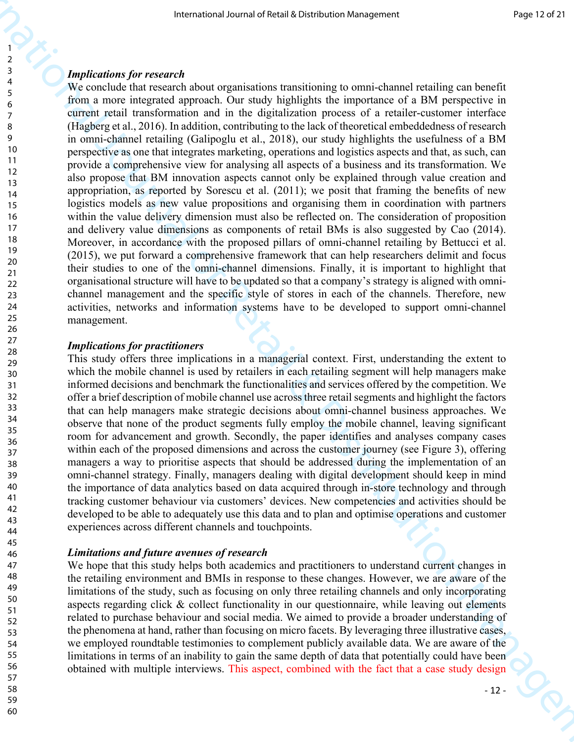***Implications for research***

We conclude that research about organisations transitioning to omni-channel retailing can benefit from a more integrated approach. Our study highlights the importance of a BM perspective in current retail transformation and in the digitalization process of a retailer-customer interface (Hagberg et al., 2016). In addition, contributing to the lack of theoretical embeddedness of research in omni-channel retailing (Galipoglu et al., 2018), our study highlights the usefulness of a BM perspective as one that integrates marketing, operations and logistics aspects and that, as such, can provide a comprehensive view for analysing all aspects of a business and its transformation. We also propose that BM innovation aspects cannot only be explained through value creation and appropriation, as reported by Sorescu et al. (2011); we posit that framing the benefits of new logistics models as new value propositions and organising them in coordination with partners within the value delivery dimension must also be reflected on. The consideration of proposition and delivery value dimensions as components of retail BMs is also suggested by Cao (2014). Moreover, in accordance with the proposed pillars of omni-channel retailing by Bettucci et al. (2015), we put forward a comprehensive framework that can help researchers delimit and focus their studies to one of the omni-channel dimensions. Finally, it is important to highlight that organisational structure will have to be updated so that a company's strategy is aligned with omni-channel management and the specific style of stores in each of the channels. Therefore, new activities, networks and information systems have to be developed to support omni-channel management.

***Implications for practitioners***

This study offers three implications in a managerial context. First, understanding the extent to which the mobile channel is used by retailers in each retailing segment will help managers make informed decisions and benchmark the functionalities and services offered by the competition. We offer a brief description of mobile channel use across three retail segments and highlight the factors that can help managers make strategic decisions about omni-channel business approaches. We observe that none of the product segments fully employ the mobile channel, leaving significant room for advancement and growth. Secondly, the paper identifies and analyses company cases within each of the proposed dimensions and across the customer journey (see Figure 3), offering managers a way to prioritise aspects that should be addressed during the implementation of an omni-channel strategy. Finally, managers dealing with digital development should keep in mind the importance of data analytics based on data acquired through in-store technology and through tracking customer behaviour via customers' devices. New competencies and activities should be developed to be able to adequately use this data and to plan and optimise operations and customer experiences across different channels and touchpoints.

***Limitations and future avenues of research***

We hope that this study helps both academics and practitioners to understand current changes in the retailing environment and BMIs in response to these changes. However, we are aware of the limitations of the study, such as focusing on only three retailing channels and only incorporating aspects regarding click & collect functionality in our questionnaire, while leaving out elements related to purchase behaviour and social media. We aimed to provide a broader understanding of the phenomena at hand, rather than focusing on micro facets. By leveraging three illustrative cases, we employed roundtable testimonies to complement publicly available data. We are aware of the limitations in terms of an inability to gain the same depth of data that potentially could have been obtained with multiple interviews. This aspect, combined with the fact that a case study design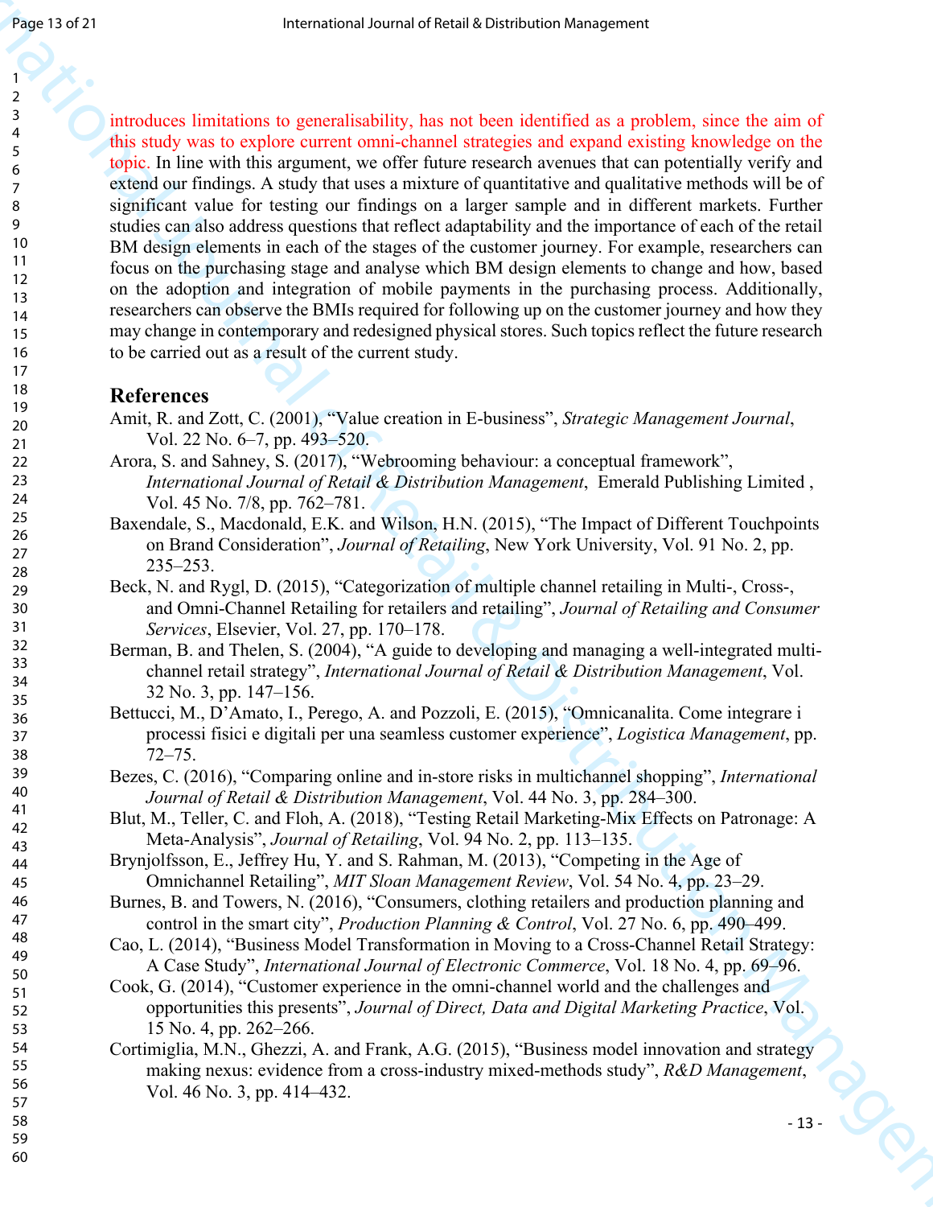introduces limitations to generalisability, has not been identified as a problem, since the aim of this study was to explore current omni-channel strategies and expand existing knowledge on the topic. In line with this argument, we offer future research avenues that can potentially verify and extend our findings. A study that uses a mixture of quantitative and qualitative methods will be of significant value for testing our findings on a larger sample and in different markets. Further studies can also address questions that reflect adaptability and the importance of each of the retail BM design elements in each of the stages of the customer journey. For example, researchers can focus on the purchasing stage and analyse which BM design elements to change and how, based on the adoption and integration of mobile payments in the purchasing process. Additionally, researchers can observe the BMIs required for following up on the customer journey and how they may change in contemporary and redesigned physical stores. Such topics reflect the future research to be carried out as a result of the current study.

## References

Amit, R. and Zott, C. (2001), "Value creation in E-business", *Strategic Management Journal*, Vol. 22 No. 6–7, pp. 493–520.

Arora, S. and Sahney, S. (2017), "Webrooming behaviour: a conceptual framework", *International Journal of Retail & Distribution Management*, Emerald Publishing Limited , Vol. 45 No. 7/8, pp. 762–781.

Baxendale, S., Macdonald, E.K. and Wilson, H.N. (2015), "The Impact of Different Touchpoints on Brand Consideration", *Journal of Retailing*, New York University, Vol. 91 No. 2, pp. 235–253.

Beck, N. and Rygl, D. (2015), "Categorization of multiple channel retailing in Multi-, Cross-, and Omni-Channel Retailing for retailers and retailing", *Journal of Retailing and Consumer Services*, Elsevier, Vol. 27, pp. 170–178.

Berman, B. and Thelen, S. (2004), "A guide to developing and managing a well-integrated multi-channel retail strategy", *International Journal of Retail & Distribution Management*, Vol. 32 No. 3, pp. 147–156.

Bettucci, M., D'Amato, I., Perego, A. and Pozzoli, E. (2015), "Omnicanalita. Come integrare i processi fisici e digitali per una seamless customer experience", *Logistica Management*, pp. 72–75.

Bezes, C. (2016), "Comparing online and in-store risks in multichannel shopping", *International Journal of Retail & Distribution Management*, Vol. 44 No. 3, pp. 284–300.

Blut, M., Teller, C. and Floh, A. (2018), "Testing Retail Marketing-Mix Effects on Patronage: A Meta-Analysis", *Journal of Retailing*, Vol. 94 No. 2, pp. 113–135.

Brynjolfsson, E., Jeffrey Hu, Y. and S. Rahman, M. (2013), "Competing in the Age of Omnichannel Retailing", *MIT Sloan Management Review*, Vol. 54 No. 4, pp. 23–29.

Burnes, B. and Towers, N. (2016), "Consumers, clothing retailers and production planning and control in the smart city", *Production Planning & Control*, Vol. 27 No. 6, pp. 490–499.

Cao, L. (2014), "Business Model Transformation in Moving to a Cross-Channel Retail Strategy: A Case Study", *International Journal of Electronic Commerce*, Vol. 18 No. 4, pp. 69–96.

Cook, G. (2014), "Customer experience in the omni-channel world and the challenges and opportunities this presents", *Journal of Direct, Data and Digital Marketing Practice*, Vol. 15 No. 4, pp. 262–266.

Cortimiglia, M.N., Ghezzi, A. and Frank, A.G. (2015), "Business model innovation and strategy making nexus: evidence from a cross-industry mixed-methods study", *R&D Management*, Vol. 46 No. 3, pp. 414–432.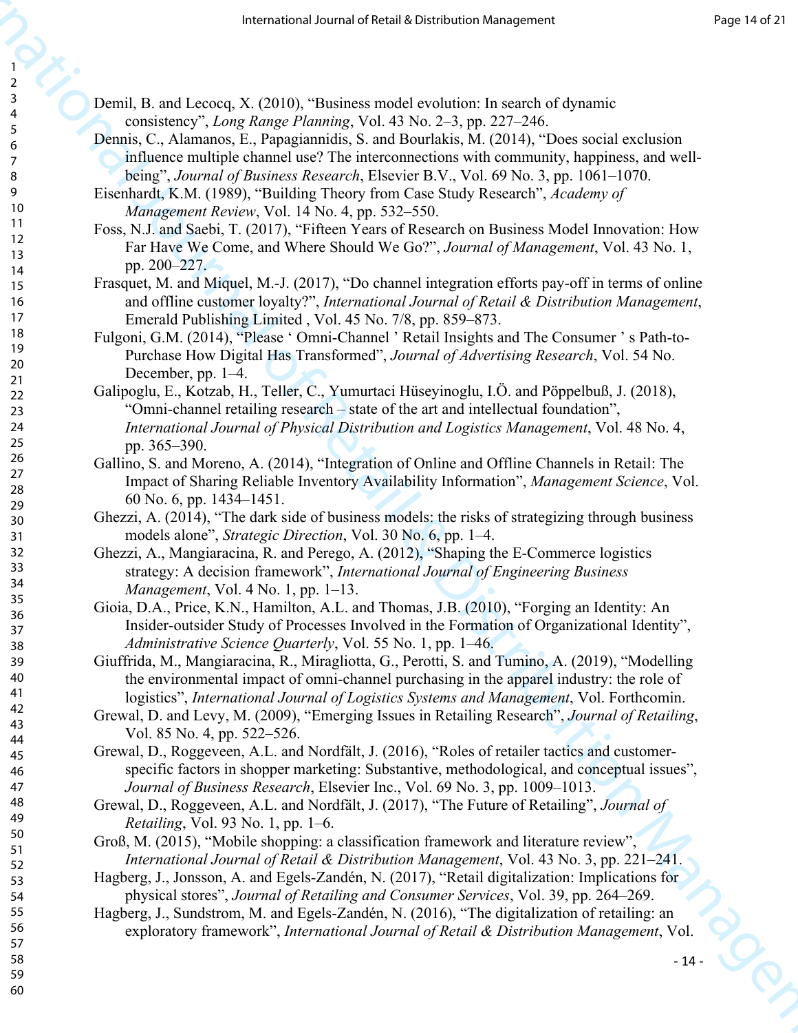Demil, B. and Lecocq, X. (2010), "Business model evolution: In search of dynamic consistency", *Long Range Planning*, Vol. 43 No. 2–3, pp. 227–246.

Dennis, C., Alamanos, E., Papagiannidis, S. and Bourlakis, M. (2014), "Does social exclusion influence multiple channel use? The interconnections with community, happiness, and well-being", *Journal of Business Research*, Elsevier B.V., Vol. 69 No. 3, pp. 1061–1070.

Eisenhardt, K.M. (1989), "Building Theory from Case Study Research", *Academy of Management Review*, Vol. 14 No. 4, pp. 532–550.

Foss, N.J. and Saebi, T. (2017), "Fifteen Years of Research on Business Model Innovation: How Far Have We Come, and Where Should We Go?", *Journal of Management*, Vol. 43 No. 1, pp. 200–227.

Frasquet, M. and Miquel, M.-J. (2017), "Do channel integration efforts pay-off in terms of online and offline customer loyalty?", *International Journal of Retail & Distribution Management*, Emerald Publishing Limited , Vol. 45 No. 7/8, pp. 859–873.

Fulgoni, G.M. (2014), "Please ' Omni-Channel ' Retail Insights and The Consumer ' s Path-to-Purchase How Digital Has Transformed", *Journal of Advertising Research*, Vol. 54 No. December, pp. 1–4.

Galipoglu, E., Kotzab, H., Teller, C., Yumurtaci Hüseyinoglu, I.Ö. and Pöppelbuß, J. (2018), "Omni-channel retailing research – state of the art and intellectual foundation", *International Journal of Physical Distribution and Logistics Management*, Vol. 48 No. 4, pp. 365–390.

Gallino, S. and Moreno, A. (2014), "Integration of Online and Offline Channels in Retail: The Impact of Sharing Reliable Inventory Availability Information", *Management Science*, Vol. 60 No. 6, pp. 1434–1451.

Ghezzi, A. (2014), "The dark side of business models: the risks of strategizing through business models alone", *Strategic Direction*, Vol. 30 No. 6, pp. 1–4.

Ghezzi, A., Mangiaracina, R. and Perego, A. (2012), "Shaping the E-Commerce logistics strategy: A decision framework", *International Journal of Engineering Business Management*, Vol. 4 No. 1, pp. 1–13.

Gioia, D.A., Price, K.N., Hamilton, A.L. and Thomas, J.B. (2010), "Forging an Identity: An Insider-outsider Study of Processes Involved in the Formation of Organizational Identity", *Administrative Science Quarterly*, Vol. 55 No. 1, pp. 1–46.

Giuffrida, M., Mangiaracina, R., Miragliotta, G., Perotti, S. and Tumino, A. (2019), "Modelling the environmental impact of omni-channel purchasing in the apparel industry: the role of logistics", *International Journal of Logistics Systems and Management*, Vol. Forthcomin.

Grewal, D. and Levy, M. (2009), "Emerging Issues in Retailing Research", *Journal of Retailing*, Vol. 85 No. 4, pp. 522–526.

Grewal, D., Roggeveen, A.L. and Nordfält, J. (2016), "Roles of retailer tactics and customer-specific factors in shopper marketing: Substantive, methodological, and conceptual issues", *Journal of Business Research*, Elsevier Inc., Vol. 69 No. 3, pp. 1009–1013.

Grewal, D., Roggeveen, A.L. and Nordfält, J. (2017), "The Future of Retailing", *Journal of Retailing*, Vol. 93 No. 1, pp. 1–6.

Groß, M. (2015), "Mobile shopping: a classification framework and literature review", *International Journal of Retail & Distribution Management*, Vol. 43 No. 3, pp. 221–241.

Hagberg, J., Jonsson, A. and Egels-Zandén, N. (2017), "Retail digitalization: Implications for physical stores", *Journal of Retailing and Consumer Services*, Vol. 39, pp. 264–269.

Hagberg, J., Sundstrom, M. and Egels-Zandén, N. (2016), "The digitalization of retailing: an exploratory framework", *International Journal of Retail & Distribution Management*, Vol.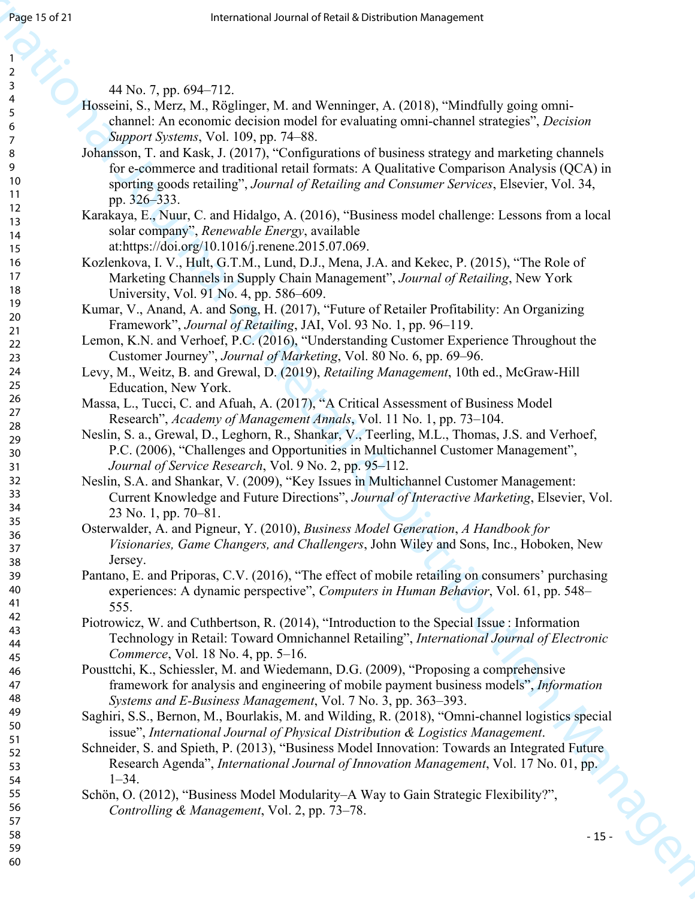44 No. 7, pp. 694–712.

Hosseini, S., Merz, M., Röglinger, M. and Wenninger, A. (2018), "Mindfully going omni-channel: An economic decision model for evaluating omni-channel strategies", *Decision Support Systems*, Vol. 109, pp. 74–88.

Johansson, T. and Kask, J. (2017), "Configurations of business strategy and marketing channels for e-commerce and traditional retail formats: A Qualitative Comparison Analysis (QCA) in sporting goods retailing", *Journal of Retailing and Consumer Services*, Elsevier, Vol. 34, pp. 326–333.

Karakaya, E., Nuur, C. and Hidalgo, A. (2016), "Business model challenge: Lessons from a local solar company", *Renewable Energy*, available at:https://doi.org/10.1016/j.renene.2015.07.069.

Kozlenkova, I. V., Hult, G.T.M., Lund, D.J., Mena, J.A. and Kekec, P. (2015), "The Role of Marketing Channels in Supply Chain Management", *Journal of Retailing*, New York University, Vol. 91 No. 4, pp. 586–609.

Kumar, V., Anand, A. and Song, H. (2017), "Future of Retailer Profitability: An Organizing Framework", *Journal of Retailing*, JAI, Vol. 93 No. 1, pp. 96–119.

Lemon, K.N. and Verhoef, P.C. (2016), "Understanding Customer Experience Throughout the Customer Journey", *Journal of Marketing*, Vol. 80 No. 6, pp. 69–96.

Levy, M., Weitz, B. and Grewal, D. (2019), *Retailing Management*, 10th ed., McGraw-Hill Education, New York.

Massa, L., Tucci, C. and Afuah, A. (2017), "A Critical Assessment of Business Model Research", *Academy of Management Annals*, Vol. 11 No. 1, pp. 73–104.

Neslin, S. a., Grewal, D., Leghorn, R., Shankar, V., Teerling, M.L., Thomas, J.S. and Verhoef, P.C. (2006), "Challenges and Opportunities in Multichannel Customer Management", *Journal of Service Research*, Vol. 9 No. 2, pp. 95–112.

Neslin, S.A. and Shankar, V. (2009), "Key Issues in Multichannel Customer Management: Current Knowledge and Future Directions", *Journal of Interactive Marketing*, Elsevier, Vol. 23 No. 1, pp. 70–81.

Osterwalder, A. and Pigneur, Y. (2010), *Business Model Generation*, *A Handbook for Visionaries, Game Changers, and Challengers*, John Wiley and Sons, Inc., Hoboken, New Jersey.

Pantano, E. and Priporas, C.V. (2016), "The effect of mobile retailing on consumers' purchasing experiences: A dynamic perspective", *Computers in Human Behavior*, Vol. 61, pp. 548–555.

Piotrowicz, W. and Cuthbertson, R. (2014), "Introduction to the Special Issue : Information Technology in Retail: Toward Omnichannel Retailing", *International Journal of Electronic Commerce*, Vol. 18 No. 4, pp. 5–16.

Pousttchi, K., Schiessler, M. and Wiedemann, D.G. (2009), "Proposing a comprehensive framework for analysis and engineering of mobile payment business models", *Information Systems and E-Business Management*, Vol. 7 No. 3, pp. 363–393.

Saghiri, S.S., Bernon, M., Bourlakis, M. and Wilding, R. (2018), "Omni-channel logistics special issue", *International Journal of Physical Distribution & Logistics Management*.

Schneider, S. and Spieth, P. (2013), "Business Model Innovation: Towards an Integrated Future Research Agenda", *International Journal of Innovation Management*, Vol. 17 No. 01, pp. 1–34.

Schön, O. (2012), "Business Model Modularity–A Way to Gain Strategic Flexibility?", *Controlling & Management*, Vol. 2, pp. 73–78.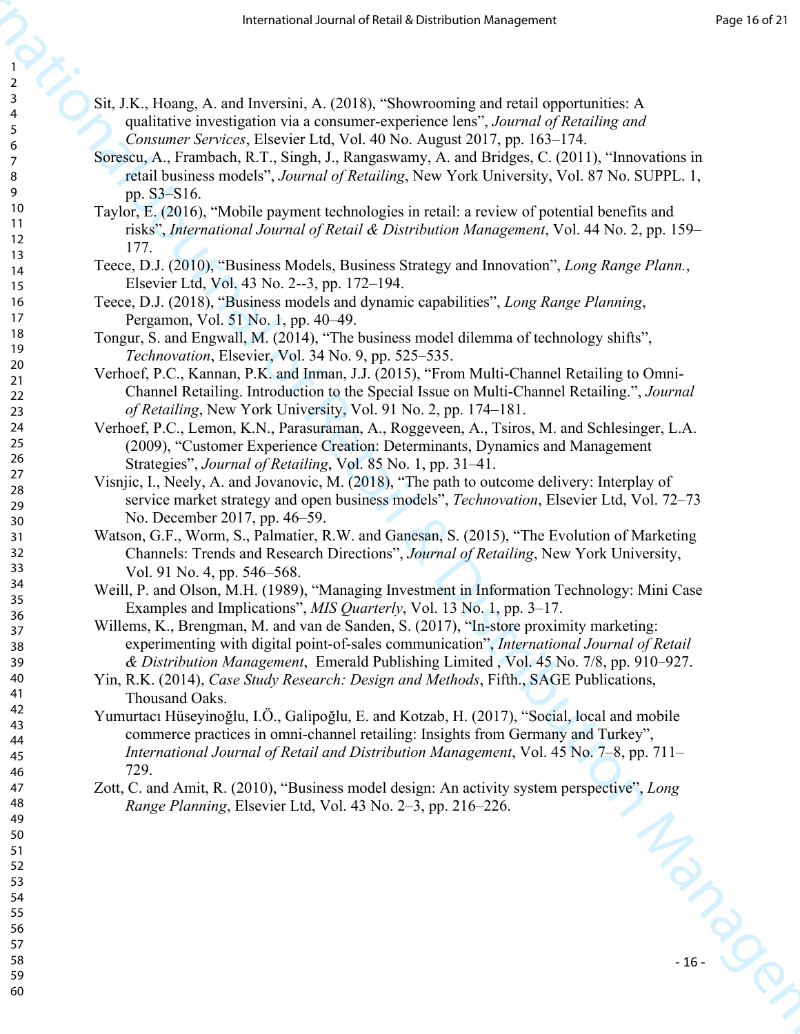Sit, J.K., Hoang, A. and Inversini, A. (2018), "Showrooming and retail opportunities: A qualitative investigation via a consumer-experience lens", *Journal of Retailing and Consumer Services*, Elsevier Ltd, Vol. 40 No. August 2017, pp. 163–174.

Sorescu, A., Frambach, R.T., Singh, J., Rangaswamy, A. and Bridges, C. (2011), "Innovations in retail business models", *Journal of Retailing*, New York University, Vol. 87 No. SUPPL. 1, pp. S3–S16.

Taylor, E. (2016), "Mobile payment technologies in retail: a review of potential benefits and risks", *International Journal of Retail & Distribution Management*, Vol. 44 No. 2, pp. 159–177.

Teece, D.J. (2010), "Business Models, Business Strategy and Innovation", *Long Range Plann.*, Elsevier Ltd, Vol. 43 No. 2--3, pp. 172–194.

Teece, D.J. (2018), "Business models and dynamic capabilities", *Long Range Planning*, Pergamon, Vol. 51 No. 1, pp. 40–49.

Tongur, S. and Engwall, M. (2014), "The business model dilemma of technology shifts", *Technovation*, Elsevier, Vol. 34 No. 9, pp. 525–535.

Verhoef, P.C., Kannan, P.K. and Inman, J.J. (2015), "From Multi-Channel Retailing to Omni-Channel Retailing. Introduction to the Special Issue on Multi-Channel Retailing.", *Journal of Retailing*, New York University, Vol. 91 No. 2, pp. 174–181.

Verhoef, P.C., Lemon, K.N., Parasuraman, A., Roggeveen, A., Tsiros, M. and Schlesinger, L.A. (2009), "Customer Experience Creation: Determinants, Dynamics and Management Strategies", *Journal of Retailing*, Vol. 85 No. 1, pp. 31–41.

Visnjic, I., Neely, A. and Jovanovic, M. (2018), "The path to outcome delivery: Interplay of service market strategy and open business models", *Technovation*, Elsevier Ltd, Vol. 72–73 No. December 2017, pp. 46–59.

Watson, G.F., Worm, S., Palmatier, R.W. and Ganesan, S. (2015), "The Evolution of Marketing Channels: Trends and Research Directions", *Journal of Retailing*, New York University, Vol. 91 No. 4, pp. 546–568.

Weill, P. and Olson, M.H. (1989), "Managing Investment in Information Technology: Mini Case Examples and Implications", *MIS Quarterly*, Vol. 13 No. 1, pp. 3–17.

Willems, K., Brengman, M. and van de Sanden, S. (2017), "In-store proximity marketing: experimenting with digital point-of-sales communication", *International Journal of Retail & Distribution Management*, Emerald Publishing Limited , Vol. 45 No. 7/8, pp. 910–927.

Yin, R.K. (2014), *Case Study Research: Design and Methods*, Fifth., SAGE Publications, Thousand Oaks.

Yumurtacı Hüseyinoğlu, I.Ö., Galipoğlu, E. and Kotzab, H. (2017), "Social, local and mobile commerce practices in omni-channel retailing: Insights from Germany and Turkey", *International Journal of Retail and Distribution Management*, Vol. 45 No. 7–8, pp. 711–729.

Zott, C. and Amit, R. (2010), "Business model design: An activity system perspective", *Long Range Planning*, Elsevier Ltd, Vol. 43 No. 2–3, pp. 216–226.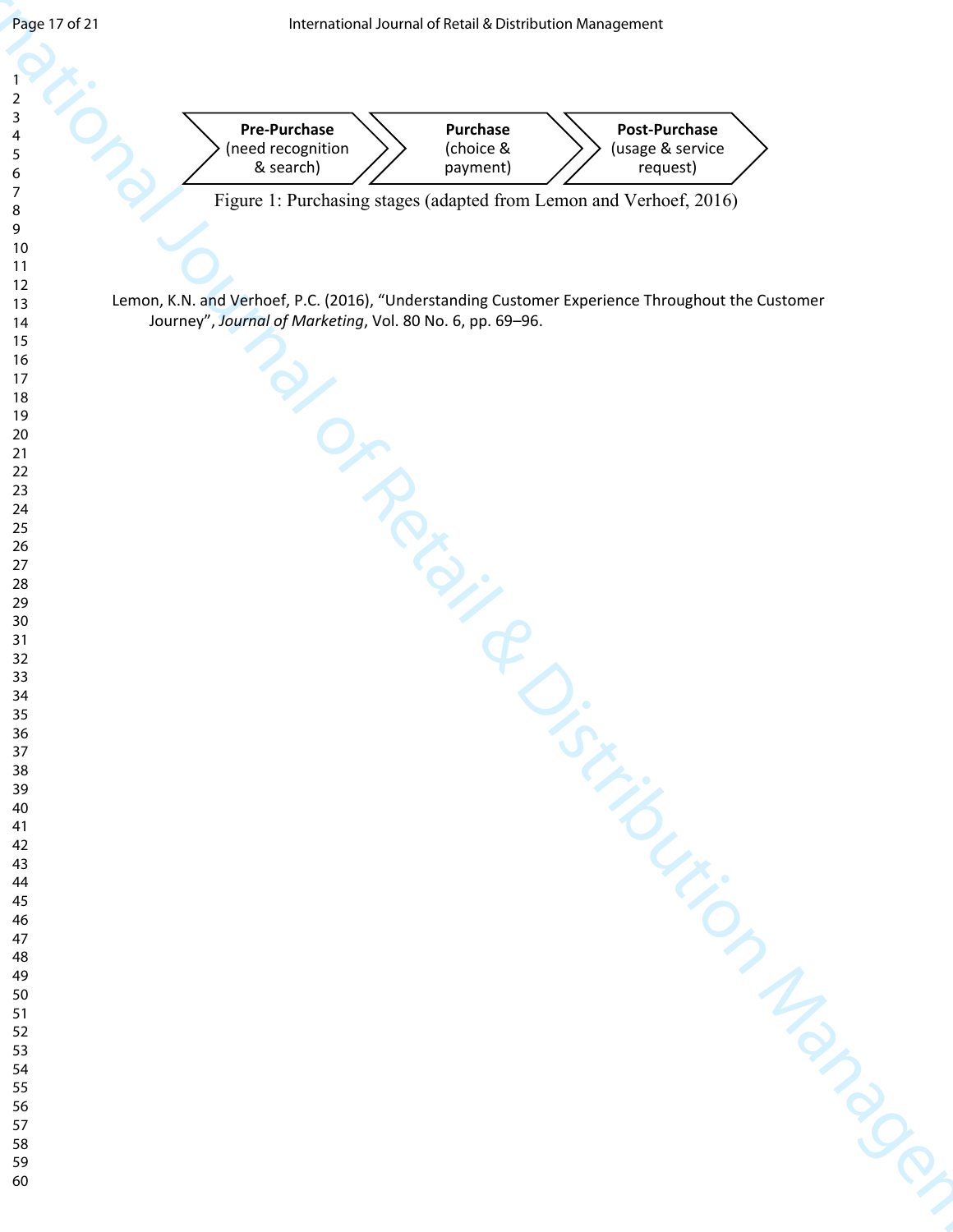**Pre-Purchase** (need recognition & search) → **Purchase** (choice & payment) → **Post-Purchase** (usage & service request)

Figure 1: Purchasing stages (adapted from Lemon and Verhoef, 2016)

Lemon, K.N. and Verhoef, P.C. (2016), "Understanding Customer Experience Throughout the Customer Journey", *Journal of Marketing*, Vol. 80 No. 6, pp. 69–96.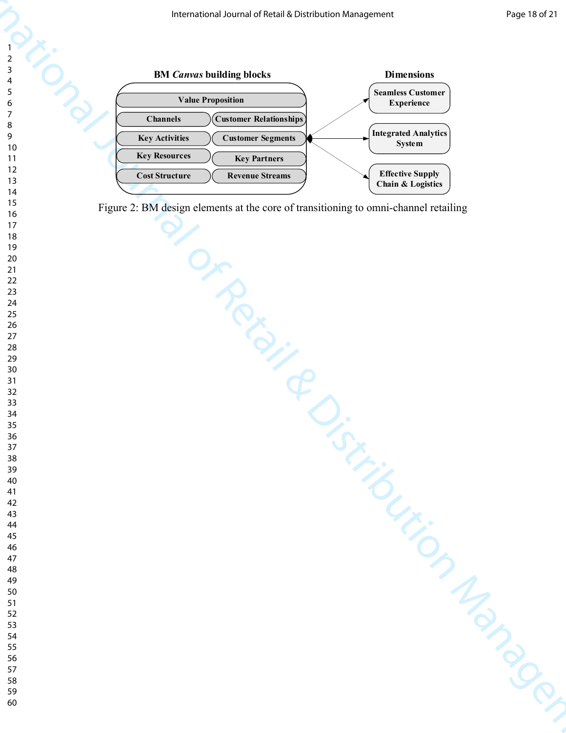**BM *Canvas* building blocks**

Value Proposition

Channels | Customer Relationships

Key Activities | Customer Segments

Key Resources | Key Partners

Cost Structure | Revenue Streams

**Dimensions**

Seamless Customer Experience

Integrated Analytics System

Effective Supply Chain & Logistics

Figure 2: BM design elements at the core of transitioning to omni-channel retailing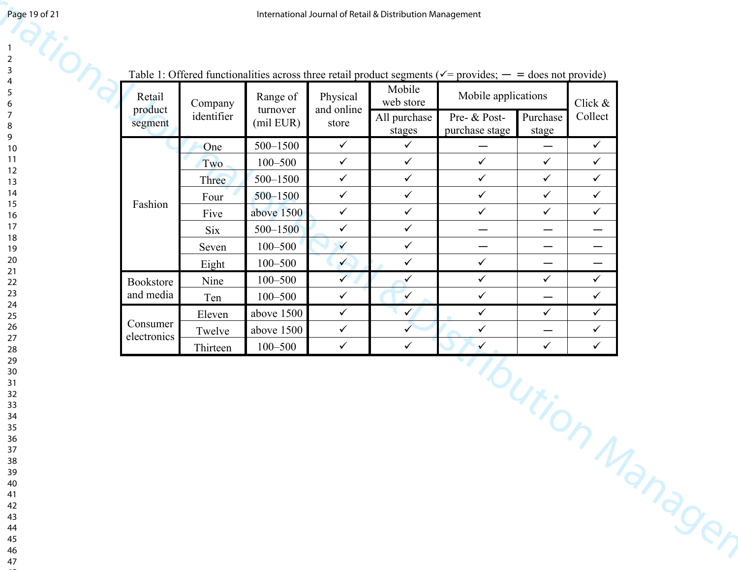Table 1: Offered functionalities across three retail product segments (✓= provides; — = does not provide)

| Retail product segment | Company identifier | Range of turnover (mil EUR) | Physical and online store | Mobile web store | Mobile applications | | Click & Collect |
|---|---|---|---|---|---|---|---|
| | | | | All purchase stages | Pre- & Post-purchase stage | Purchase stage | |
| Fashion | One | 500–1500 | ✓ | ✓ | — | — | ✓ |
| | Two | 100–500 | ✓ | ✓ | ✓ | ✓ | ✓ |
| | Three | 500–1500 | ✓ | ✓ | ✓ | ✓ | ✓ |
| | Four | 500–1500 | ✓ | ✓ | ✓ | ✓ | ✓ |
| | Five | above 1500 | ✓ | ✓ | ✓ | ✓ | ✓ |
| | Six | 500–1500 | ✓ | ✓ | — | — | — |
| | Seven | 100–500 | ✓ | ✓ | — | — | — |
| | Eight | 100–500 | ✓ | ✓ | ✓ | — | — |
| Bookstore and media | Nine | 100–500 | ✓ | ✓ | ✓ | ✓ | ✓ |
| | Ten | 100–500 | ✓ | ✓ | ✓ | — | ✓ |
| Consumer electronics | Eleven | above 1500 | ✓ | ✓ | ✓ | ✓ | ✓ |
| | Twelve | above 1500 | ✓ | ✓ | ✓ | — | ✓ |
| | Thirteen | 100–500 | ✓ | ✓ | ✓ | ✓ | ✓ |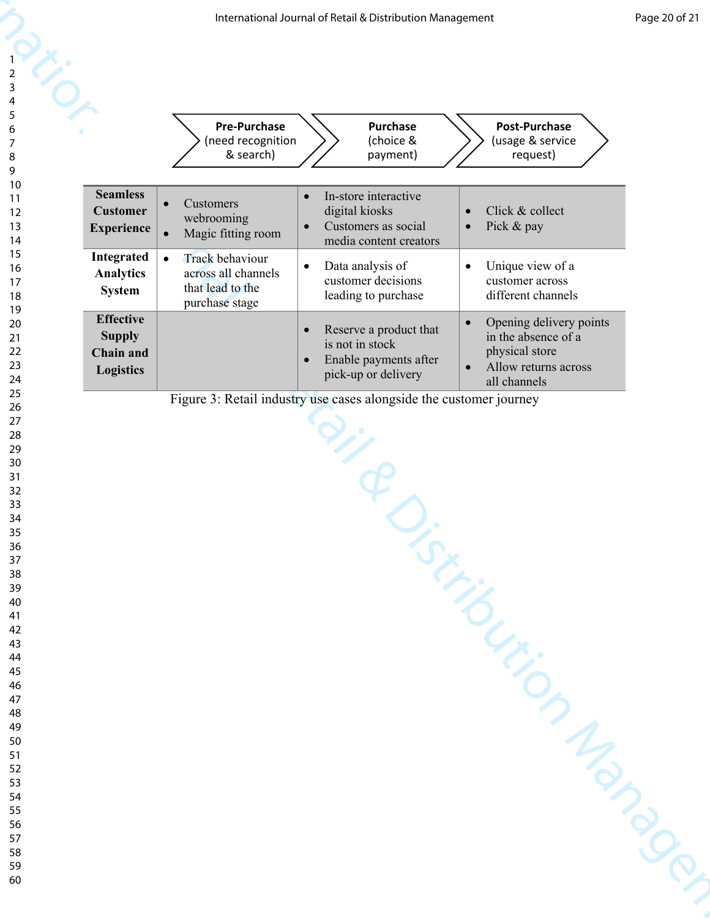| | Pre-Purchase (need recognition & search) | Purchase (choice & payment) | Post-Purchase (usage & service request) |
|---|---|---|---|
| **Seamless Customer Experience** | • Customers webrooming<br>• Magic fitting room | • In-store interactive digital kiosks<br>• Customers as social media content creators | • Click & collect<br>• Pick & pay |
| **Integrated Analytics System** | • Track behaviour across all channels that lead to the purchase stage | • Data analysis of customer decisions leading to purchase | • Unique view of a customer across different channels |
| **Effective Supply Chain and Logistics** | | • Reserve a product that is not in stock<br>• Enable payments after pick-up or delivery | • Opening delivery points in the absence of a physical store<br>• Allow returns across all channels |

Figure 3: Retail industry use cases alongside the customer journey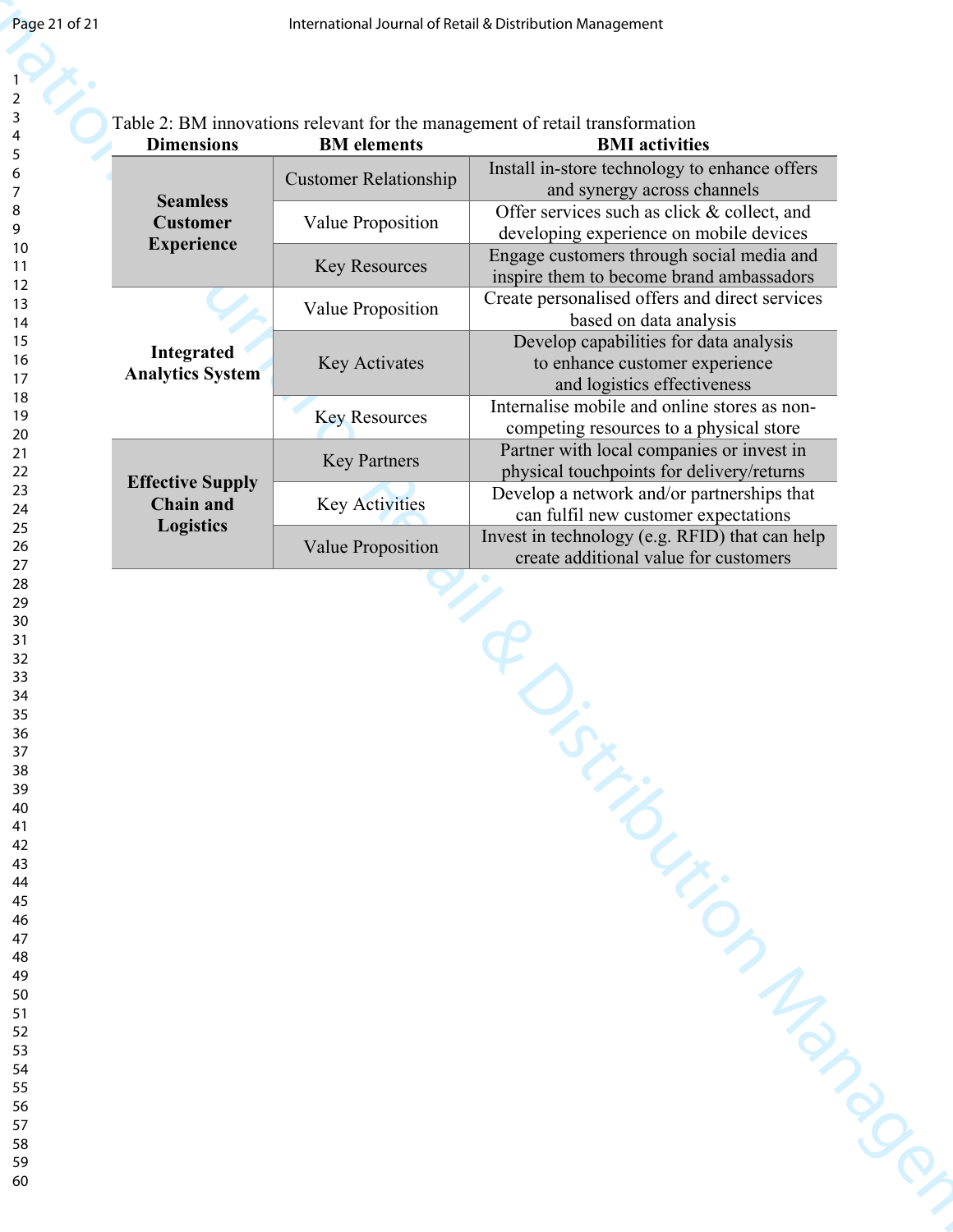Table 2: BM innovations relevant for the management of retail transformation

| Dimensions | BM elements | BMI activities |
|---|---|---|
| **Seamless Customer Experience** | Customer Relationship | Install in-store technology to enhance offers and synergy across channels |
| | Value Proposition | Offer services such as click & collect, and developing experience on mobile devices |
| | Key Resources | Engage customers through social media and inspire them to become brand ambassadors |
| **Integrated Analytics System** | Value Proposition | Create personalised offers and direct services based on data analysis |
| | Key Activates | Develop capabilities for data analysis to enhance customer experience and logistics effectiveness |
| | Key Resources | Internalise mobile and online stores as non-competing resources to a physical store |
| **Effective Supply Chain and Logistics** | Key Partners | Partner with local companies or invest in physical touchpoints for delivery/returns |
| | Key Activities | Develop a network and/or partnerships that can fulfil new customer expectations |
| | Value Proposition | Invest in technology (e.g. RFID) that can help create additional value for customers |